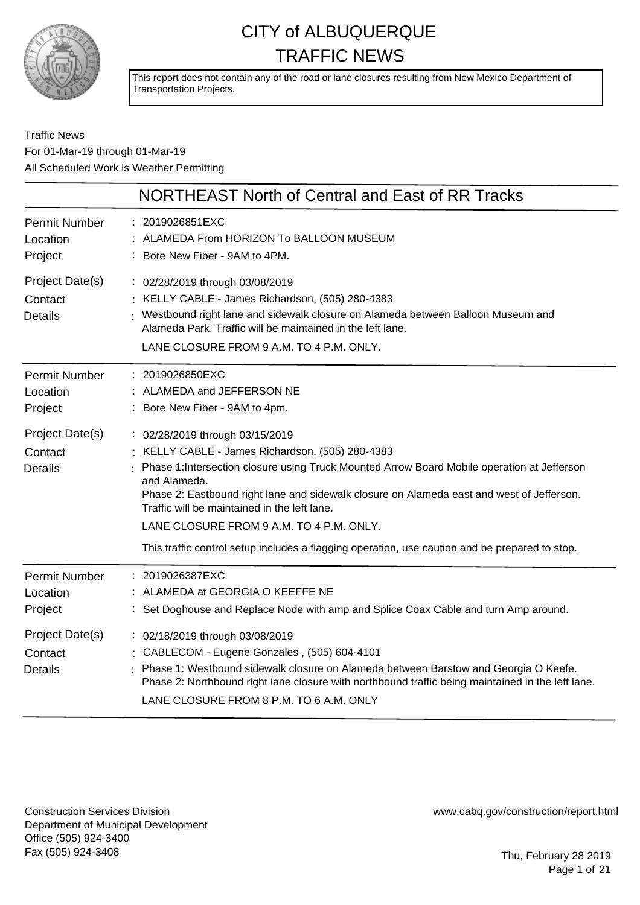# CITY of ALBUQUERQUE
# TRAFFIC NEWS

This report does not contain any of the road or lane closures resulting from New Mexico Department of Transportation Projects.

Traffic News
For 01-Mar-19 through 01-Mar-19
All Scheduled Work is Weather Permitting

## NORTHEAST North of Central and East of RR Tracks

**Permit Number** : 2019026851EXC
**Location** : ALAMEDA From HORIZON To BALLOON MUSEUM
**Project** : Bore New Fiber - 9AM to 4PM.
**Project Date(s)** : 02/28/2019 through 03/08/2019
**Contact** : KELLY CABLE - James Richardson, (505) 280-4383
**Details** : Westbound right lane and sidewalk closure on Alameda between Balloon Museum and Alameda Park. Traffic will be maintained in the left lane.

LANE CLOSURE FROM 9 A.M. TO 4 P.M. ONLY.

---

**Permit Number** : 2019026850EXC
**Location** : ALAMEDA and JEFFERSON NE
**Project** : Bore New Fiber - 9AM to 4pm.
**Project Date(s)** : 02/28/2019 through 03/15/2019
**Contact** : KELLY CABLE - James Richardson, (505) 280-4383
**Details** : Phase 1:Intersection closure using Truck Mounted Arrow Board Mobile operation at Jefferson and Alameda.
Phase 2: Eastbound right lane and sidewalk closure on Alameda east and west of Jefferson. Traffic will be maintained in the left lane.

LANE CLOSURE FROM 9 A.M. TO 4 P.M. ONLY.

This traffic control setup includes a flagging operation, use caution and be prepared to stop.

---

**Permit Number** : 2019026387EXC
**Location** : ALAMEDA at GEORGIA O KEEFFE NE
**Project** : Set Doghouse and Replace Node with amp and Splice Coax Cable and turn Amp around.
**Project Date(s)** : 02/18/2019 through 03/08/2019
**Contact** : CABLECOM - Eugene Gonzales , (505) 604-4101
**Details** : Phase 1: Westbound sidewalk closure on Alameda between Barstow and Georgia O Keefe.
Phase 2: Northbound right lane closure with northbound traffic being maintained in the left lane.

LANE CLOSURE FROM 8 P.M. TO 6 A.M. ONLY

---

Construction Services Division
Department of Municipal Development
Office (505) 924-3400
Fax (505) 924-3408

www.cabq.gov/construction/report.html

Thu, February 28 2019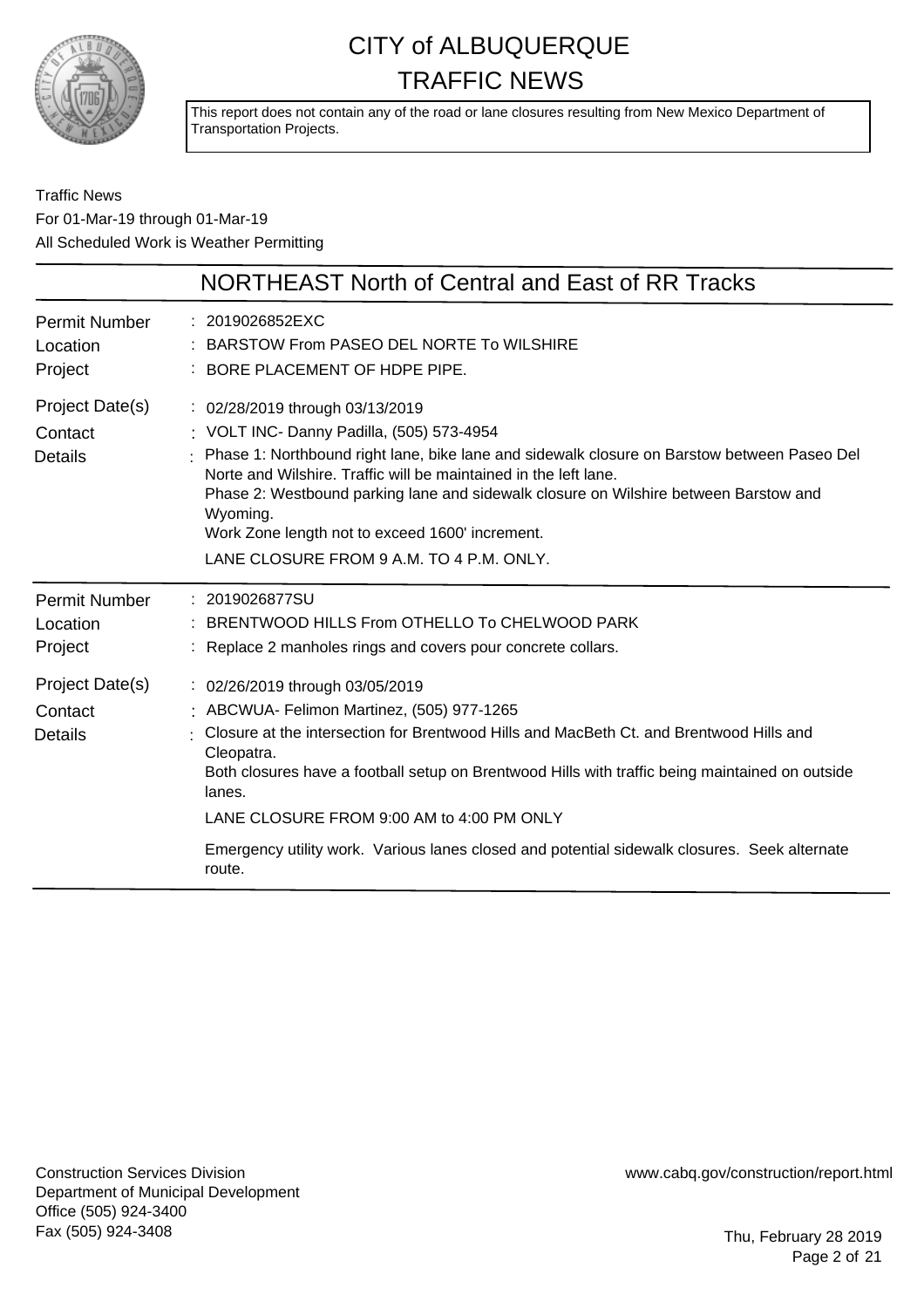# CITY of ALBUQUERQUE
## TRAFFIC NEWS

This report does not contain any of the road or lane closures resulting from New Mexico Department of Transportation Projects.

Traffic News
For 01-Mar-19 through 01-Mar-19
All Scheduled Work is Weather Permitting

## NORTHEAST North of Central and East of RR Tracks

| | |
|---|---|
| Permit Number | : 2019026852EXC |
| Location | : BARSTOW From PASEO DEL NORTE To WILSHIRE |
| Project | : BORE PLACEMENT OF HDPE PIPE. |
| Project Date(s) | : 02/28/2019 through 03/13/2019 |
| Contact | : VOLT INC- Danny Padilla, (505) 573-4954 |
| Details | : Phase 1: Northbound right lane, bike lane and sidewalk closure on Barstow between Paseo Del Norte and Wilshire. Traffic will be maintained in the left lane.<br>Phase 2: Westbound parking lane and sidewalk closure on Wilshire between Barstow and Wyoming.<br>Work Zone length not to exceed 1600' increment.<br>LANE CLOSURE FROM 9 A.M. TO 4 P.M. ONLY. |

| | |
|---|---|
| Permit Number | : 2019026877SU |
| Location | : BRENTWOOD HILLS From OTHELLO To CHELWOOD PARK |
| Project | : Replace 2 manholes rings and covers pour concrete collars. |
| Project Date(s) | : 02/26/2019 through 03/05/2019 |
| Contact | : ABCWUA- Felimon Martinez, (505) 977-1265 |
| Details | : Closure at the intersection for Brentwood Hills and MacBeth Ct. and Brentwood Hills and Cleopatra.<br>Both closures have a football setup on Brentwood Hills with traffic being maintained on outside lanes.<br>LANE CLOSURE FROM 9:00 AM to 4:00 PM ONLY<br>Emergency utility work. Various lanes closed and potential sidewalk closures. Seek alternate route. |

Construction Services Division
Department of Municipal Development
Office (505) 924-3400
Fax (505) 924-3408

www.cabq.gov/construction/report.html

Thu, February 28 2019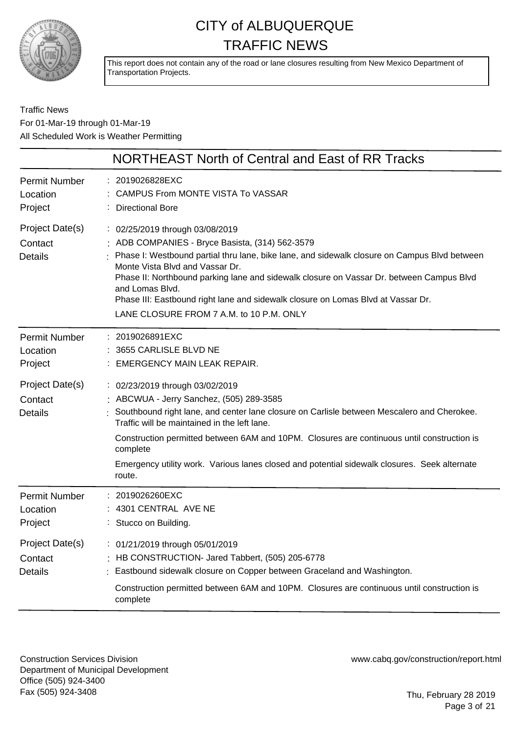# CITY of ALBUQUERQUE TRAFFIC NEWS

This report does not contain any of the road or lane closures resulting from New Mexico Department of Transportation Projects.

Traffic News
For 01-Mar-19 through 01-Mar-19
All Scheduled Work is Weather Permitting

## NORTHEAST North of Central and East of RR Tracks

**Permit Number** : 2019026828EXC
**Location** : CAMPUS From MONTE VISTA To VASSAR
**Project** : Directional Bore
**Project Date(s)** : 02/25/2019 through 03/08/2019
**Contact** : ADB COMPANIES - Bryce Basista, (314) 562-3579
**Details** : Phase I: Westbound partial thru lane, bike lane, and sidewalk closure on Campus Blvd between Monte Vista Blvd and Vassar Dr.
Phase II: Northbound parking lane and sidewalk closure on Vassar Dr. between Campus Blvd and Lomas Blvd.
Phase III: Eastbound right lane and sidewalk closure on Lomas Blvd at Vassar Dr.

LANE CLOSURE FROM 7 A.M. to 10 P.M. ONLY

---

**Permit Number** : 2019026891EXC
**Location** : 3655 CARLISLE BLVD NE
**Project** : EMERGENCY MAIN LEAK REPAIR.
**Project Date(s)** : 02/23/2019 through 03/02/2019
**Contact** : ABCWUA - Jerry Sanchez, (505) 289-3585
**Details** : Southbound right lane, and center lane closure on Carlisle between Mescalero and Cherokee. Traffic will be maintained in the left lane.

Construction permitted between 6AM and 10PM. Closures are continuous until construction is complete

Emergency utility work. Various lanes closed and potential sidewalk closures. Seek alternate route.

---

**Permit Number** : 2019026260EXC
**Location** : 4301 CENTRAL AVE NE
**Project** : Stucco on Building.
**Project Date(s)** : 01/21/2019 through 05/01/2019
**Contact** : HB CONSTRUCTION- Jared Tabbert, (505) 205-6778
**Details** : Eastbound sidewalk closure on Copper between Graceland and Washington.

Construction permitted between 6AM and 10PM. Closures are continuous until construction is complete

---

Construction Services Division
Department of Municipal Development
Office (505) 924-3400
Fax (505) 924-3408

www.cabq.gov/construction/report.html

Thu, February 28 2019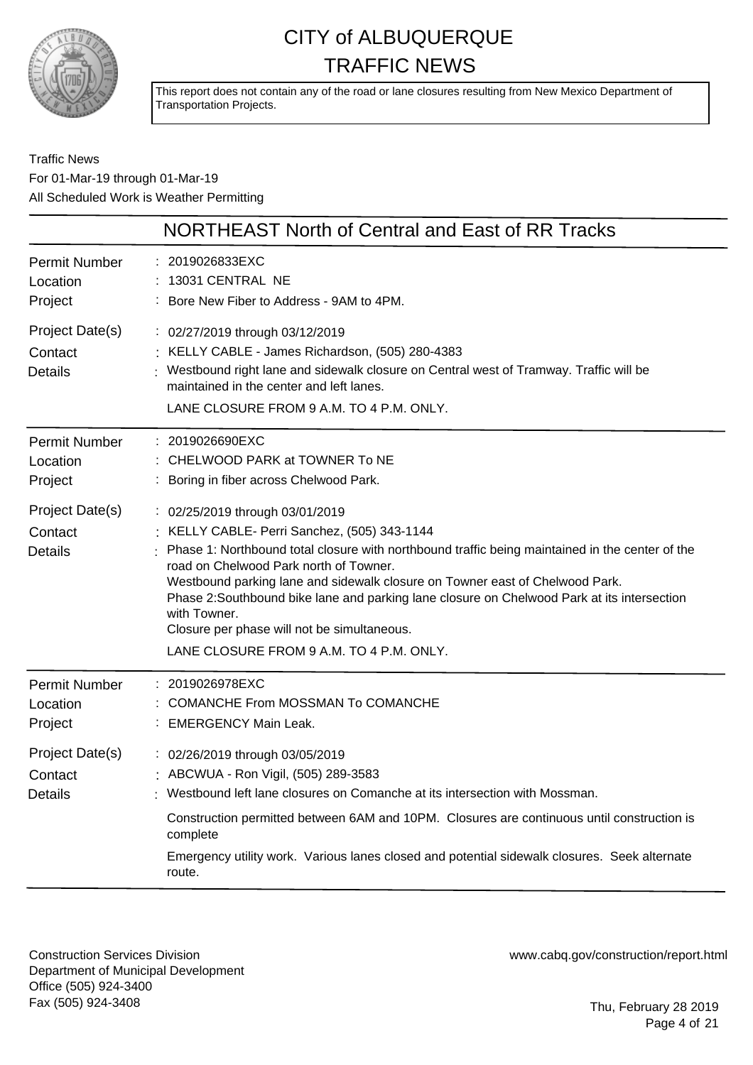# CITY of ALBUQUERQUE
# TRAFFIC NEWS

This report does not contain any of the road or lane closures resulting from New Mexico Department of Transportation Projects.

Traffic News
For 01-Mar-19 through 01-Mar-19
All Scheduled Work is Weather Permitting

## NORTHEAST North of Central and East of RR Tracks

**Permit Number:** 2019026833EXC
**Location:** 13031 CENTRAL NE
**Project:** Bore New Fiber to Address - 9AM to 4PM.
**Project Date(s):** 02/27/2019 through 03/12/2019
**Contact:** KELLY CABLE - James Richardson, (505) 280-4383
**Details:** Westbound right lane and sidewalk closure on Central west of Tramway. Traffic will be maintained in the center and left lanes.

LANE CLOSURE FROM 9 A.M. TO 4 P.M. ONLY.

---

**Permit Number:** 2019026690EXC
**Location:** CHELWOOD PARK at TOWNER To NE
**Project:** Boring in fiber across Chelwood Park.
**Project Date(s):** 02/25/2019 through 03/01/2019
**Contact:** KELLY CABLE- Perri Sanchez, (505) 343-1144
**Details:** Phase 1: Northbound total closure with northbound traffic being maintained in the center of the road on Chelwood Park north of Towner.
Westbound parking lane and sidewalk closure on Towner east of Chelwood Park.
Phase 2:Southbound bike lane and parking lane closure on Chelwood Park at its intersection with Towner.
Closure per phase will not be simultaneous.

LANE CLOSURE FROM 9 A.M. TO 4 P.M. ONLY.

---

**Permit Number:** 2019026978EXC
**Location:** COMANCHE From MOSSMAN To COMANCHE
**Project:** EMERGENCY Main Leak.
**Project Date(s):** 02/26/2019 through 03/05/2019
**Contact:** ABCWUA - Ron Vigil, (505) 289-3583
**Details:** Westbound left lane closures on Comanche at its intersection with Mossman.

Construction permitted between 6AM and 10PM. Closures are continuous until construction is complete

Emergency utility work. Various lanes closed and potential sidewalk closures. Seek alternate route.

---

Construction Services Division
Department of Municipal Development
Office (505) 924-3400
Fax (505) 924-3408

www.cabq.gov/construction/report.html

Thu, February 28 2019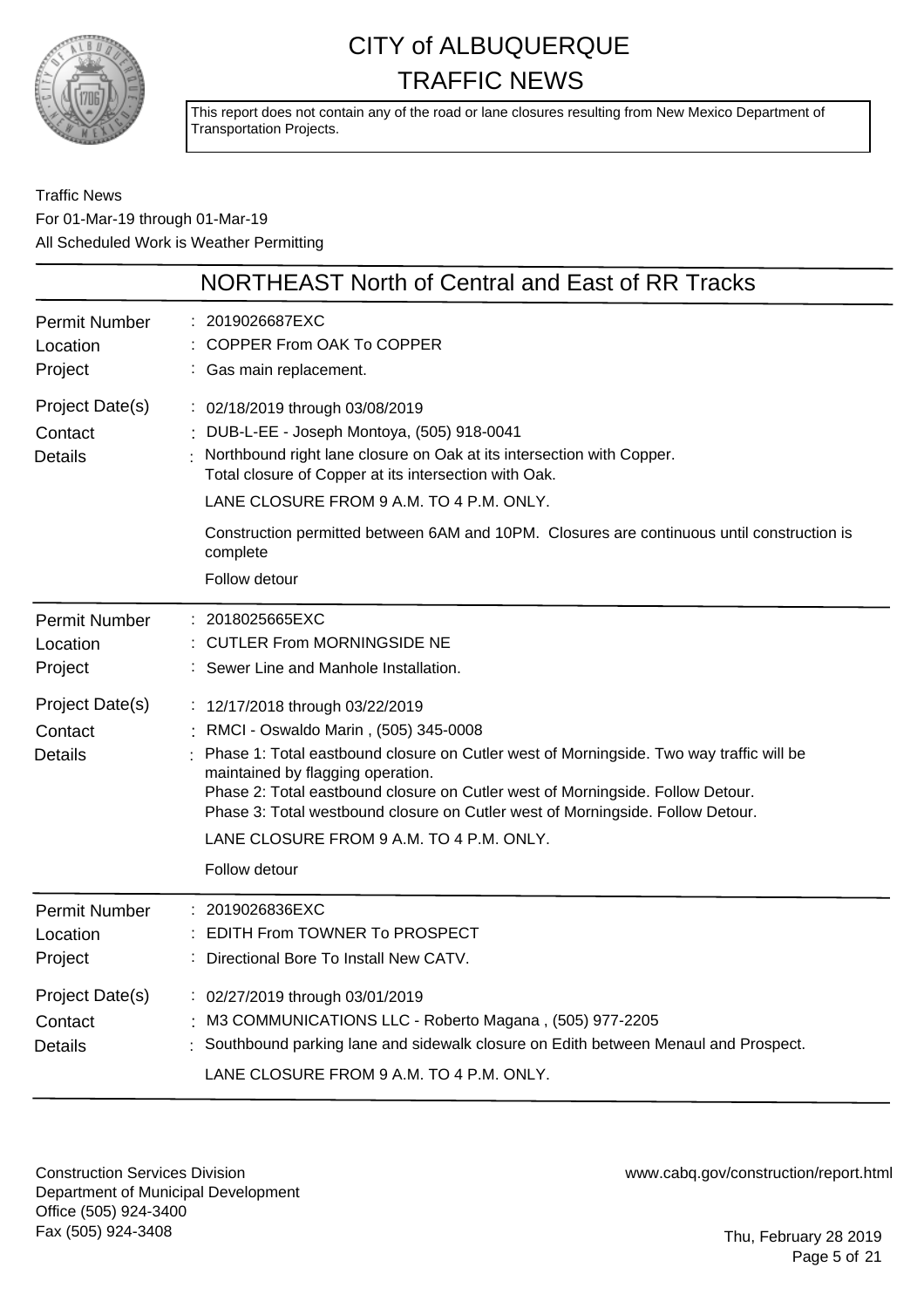# CITY of ALBUQUERQUE
## TRAFFIC NEWS

This report does not contain any of the road or lane closures resulting from New Mexico Department of Transportation Projects.

Traffic News
For 01-Mar-19 through 01-Mar-19
All Scheduled Work is Weather Permitting

## NORTHEAST North of Central and East of RR Tracks

| | |
|---|---|
| Permit Number | : 2019026687EXC |
| Location | : COPPER From OAK To COPPER |
| Project | : Gas main replacement. |
| Project Date(s) | : 02/18/2019 through 03/08/2019 |
| Contact | : DUB-L-EE - Joseph Montoya, (505) 918-0041 |
| Details | : Northbound right lane closure on Oak at its intersection with Copper.<br>Total closure of Copper at its intersection with Oak.<br>LANE CLOSURE FROM 9 A.M. TO 4 P.M. ONLY.<br>Construction permitted between 6AM and 10PM. Closures are continuous until construction is complete<br>Follow detour |

| | |
|---|---|
| Permit Number | : 2018025665EXC |
| Location | : CUTLER From MORNINGSIDE NE |
| Project | : Sewer Line and Manhole Installation. |
| Project Date(s) | : 12/17/2018 through 03/22/2019 |
| Contact | : RMCI - Oswaldo Marin , (505) 345-0008 |
| Details | : Phase 1: Total eastbound closure on Cutler west of Morningside. Two way traffic will be maintained by flagging operation.<br>Phase 2: Total eastbound closure on Cutler west of Morningside. Follow Detour.<br>Phase 3: Total westbound closure on Cutler west of Morningside. Follow Detour.<br>LANE CLOSURE FROM 9 A.M. TO 4 P.M. ONLY.<br>Follow detour |

| | |
|---|---|
| Permit Number | : 2019026836EXC |
| Location | : EDITH From TOWNER To PROSPECT |
| Project | : Directional Bore To Install New CATV. |
| Project Date(s) | : 02/27/2019 through 03/01/2019 |
| Contact | : M3 COMMUNICATIONS LLC - Roberto Magana , (505) 977-2205 |
| Details | : Southbound parking lane and sidewalk closure on Edith between Menaul and Prospect.<br>LANE CLOSURE FROM 9 A.M. TO 4 P.M. ONLY. |

Construction Services Division
Department of Municipal Development
Office (505) 924-3400
Fax (505) 924-3408

www.cabq.gov/construction/report.html

Thu, February 28 2019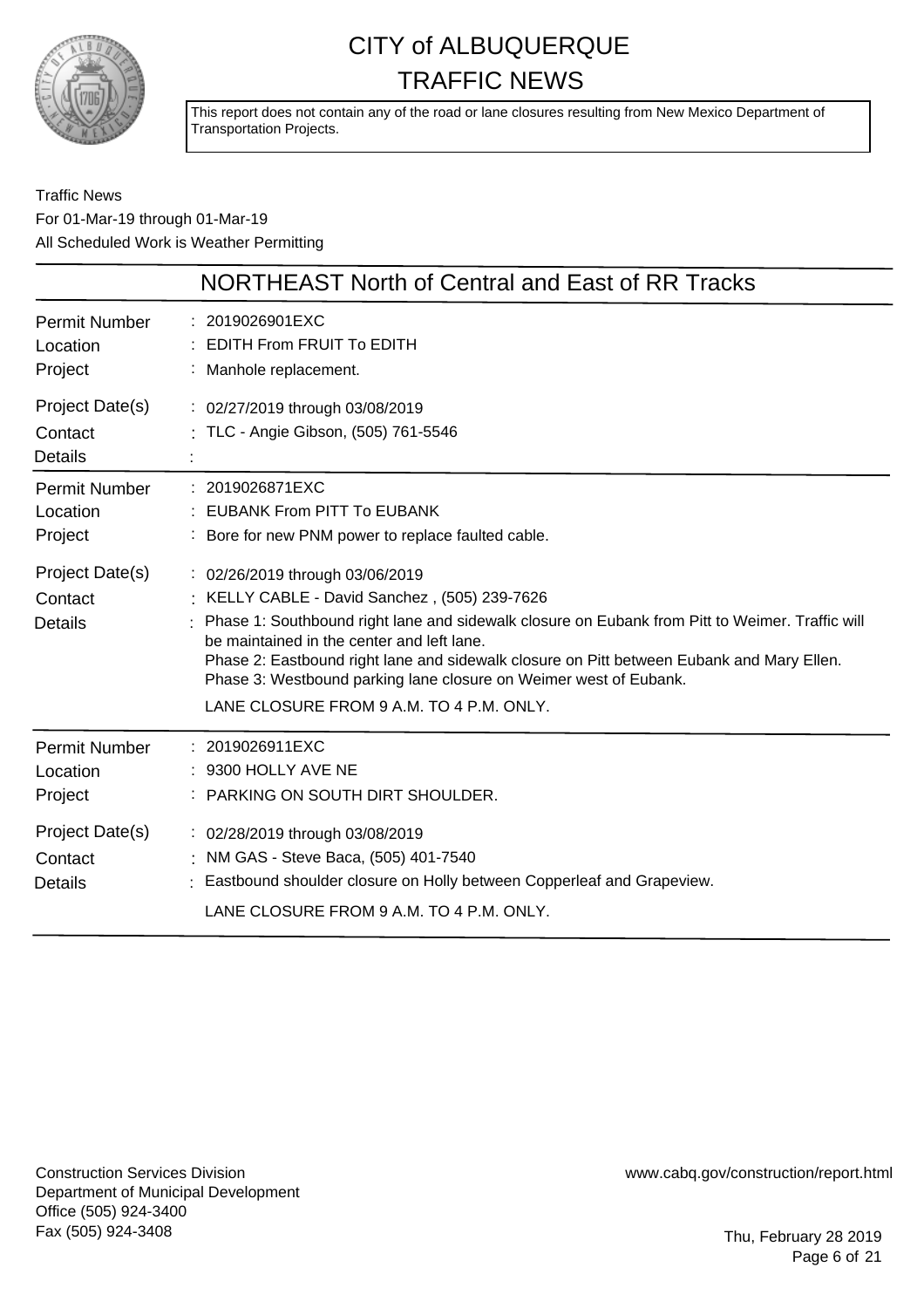# CITY of ALBUQUERQUE TRAFFIC NEWS

This report does not contain any of the road or lane closures resulting from New Mexico Department of Transportation Projects.

Traffic News
For 01-Mar-19 through 01-Mar-19
All Scheduled Work is Weather Permitting

## NORTHEAST North of Central and East of RR Tracks

| | |
|---|---|
| Permit Number | : 2019026901EXC |
| Location | : EDITH From FRUIT To EDITH |
| Project | : Manhole replacement. |
| Project Date(s) | : 02/27/2019 through 03/08/2019 |
| Contact | : TLC - Angie Gibson, (505) 761-5546 |
| Details | : |

| | |
|---|---|
| Permit Number | : 2019026871EXC |
| Location | : EUBANK From PITT To EUBANK |
| Project | : Bore for new PNM power to replace faulted cable. |
| Project Date(s) | : 02/26/2019 through 03/06/2019 |
| Contact | : KELLY CABLE - David Sanchez , (505) 239-7626 |
| Details | : Phase 1: Southbound right lane and sidewalk closure on Eubank from Pitt to Weimer. Traffic will be maintained in the center and left lane.<br>Phase 2: Eastbound right lane and sidewalk closure on Pitt between Eubank and Mary Ellen.<br>Phase 3: Westbound parking lane closure on Weimer west of Eubank.<br>LANE CLOSURE FROM 9 A.M. TO 4 P.M. ONLY. |

| | |
|---|---|
| Permit Number | : 2019026911EXC |
| Location | : 9300 HOLLY AVE NE |
| Project | : PARKING ON SOUTH DIRT SHOULDER. |
| Project Date(s) | : 02/28/2019 through 03/08/2019 |
| Contact | : NM GAS - Steve Baca, (505) 401-7540 |
| Details | : Eastbound shoulder closure on Holly between Copperleaf and Grapeview.<br>LANE CLOSURE FROM 9 A.M. TO 4 P.M. ONLY. |

Construction Services Division
Department of Municipal Development
Office (505) 924-3400
Fax (505) 924-3408

www.cabq.gov/construction/report.html

Thu, February 28 2019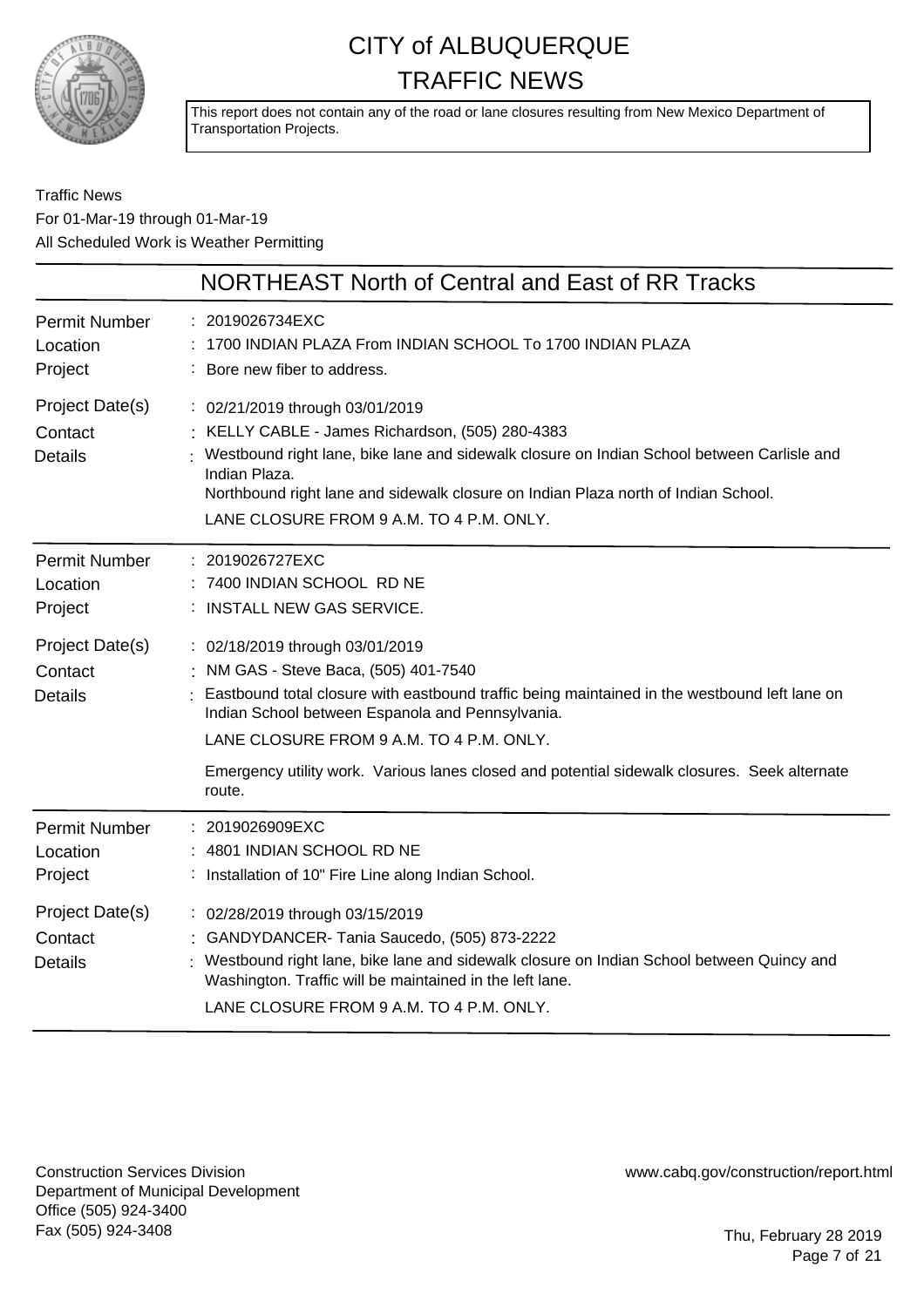# CITY of ALBUQUERQUE
# TRAFFIC NEWS

This report does not contain any of the road or lane closures resulting from New Mexico Department of Transportation Projects.

Traffic News
For 01-Mar-19 through 01-Mar-19
All Scheduled Work is Weather Permitting

## NORTHEAST North of Central and East of RR Tracks

| | |
|---|---|
| Permit Number | : 2019026734EXC |
| Location | : 1700 INDIAN PLAZA From INDIAN SCHOOL To 1700 INDIAN PLAZA |
| Project | : Bore new fiber to address. |
| Project Date(s) | : 02/21/2019 through 03/01/2019 |
| Contact | : KELLY CABLE - James Richardson, (505) 280-4383 |
| Details | : Westbound right lane, bike lane and sidewalk closure on Indian School between Carlisle and Indian Plaza.<br>Northbound right lane and sidewalk closure on Indian Plaza north of Indian School.<br>LANE CLOSURE FROM 9 A.M. TO 4 P.M. ONLY. |

| | |
|---|---|
| Permit Number | : 2019026727EXC |
| Location | : 7400 INDIAN SCHOOL RD NE |
| Project | : INSTALL NEW GAS SERVICE. |
| Project Date(s) | : 02/18/2019 through 03/01/2019 |
| Contact | : NM GAS - Steve Baca, (505) 401-7540 |
| Details | : Eastbound total closure with eastbound traffic being maintained in the westbound left lane on Indian School between Espanola and Pennsylvania.<br>LANE CLOSURE FROM 9 A.M. TO 4 P.M. ONLY.<br>Emergency utility work. Various lanes closed and potential sidewalk closures. Seek alternate route. |

| | |
|---|---|
| Permit Number | : 2019026909EXC |
| Location | : 4801 INDIAN SCHOOL RD NE |
| Project | : Installation of 10" Fire Line along Indian School. |
| Project Date(s) | : 02/28/2019 through 03/15/2019 |
| Contact | : GANDYDANCER- Tania Saucedo, (505) 873-2222 |
| Details | : Westbound right lane, bike lane and sidewalk closure on Indian School between Quincy and Washington. Traffic will be maintained in the left lane.<br>LANE CLOSURE FROM 9 A.M. TO 4 P.M. ONLY. |

Construction Services Division
Department of Municipal Development
Office (505) 924-3400
Fax (505) 924-3408

www.cabq.gov/construction/report.html

Thu, February 28 2019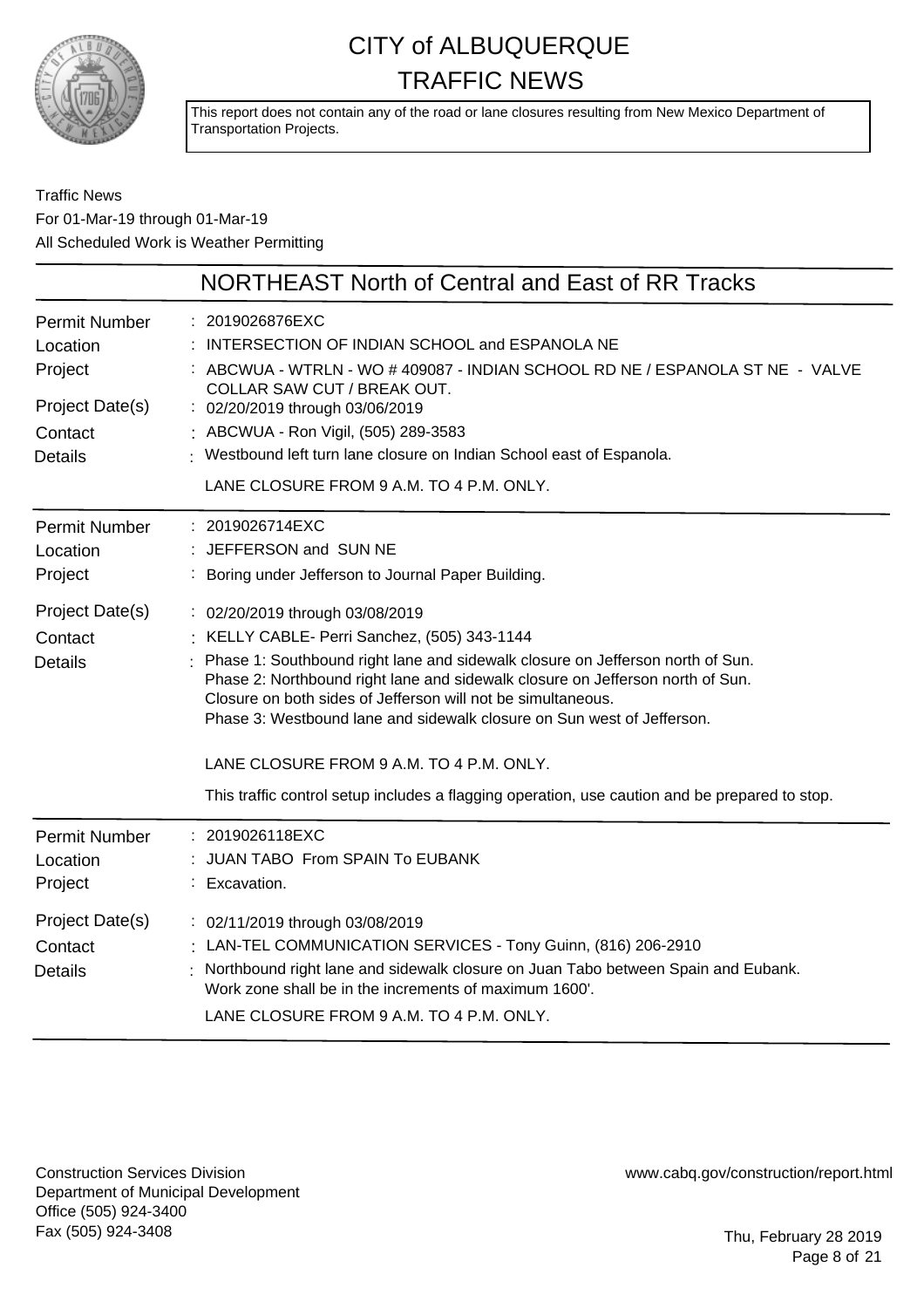# CITY of ALBUQUERQUE TRAFFIC NEWS

This report does not contain any of the road or lane closures resulting from New Mexico Department of Transportation Projects.

Traffic News
For 01-Mar-19 through 01-Mar-19
All Scheduled Work is Weather Permitting

## NORTHEAST North of Central and East of RR Tracks

| | |
|---|---|
| Permit Number | : 2019026876EXC |
| Location | : INTERSECTION OF INDIAN SCHOOL and ESPANOLA NE |
| Project | : ABCWUA - WTRLN - WO # 409087 - INDIAN SCHOOL RD NE / ESPANOLA ST NE - VALVE COLLAR SAW CUT / BREAK OUT. |
| Project Date(s) | : 02/20/2019 through 03/06/2019 |
| Contact | : ABCWUA - Ron Vigil, (505) 289-3583 |
| Details | : Westbound left turn lane closure on Indian School east of Espanola.<br><br>LANE CLOSURE FROM 9 A.M. TO 4 P.M. ONLY. |

| | |
|---|---|
| Permit Number | : 2019026714EXC |
| Location | : JEFFERSON and SUN NE |
| Project | : Boring under Jefferson to Journal Paper Building. |
| Project Date(s) | : 02/20/2019 through 03/08/2019 |
| Contact | : KELLY CABLE- Perri Sanchez, (505) 343-1144 |
| Details | : Phase 1: Southbound right lane and sidewalk closure on Jefferson north of Sun.<br>Phase 2: Northbound right lane and sidewalk closure on Jefferson north of Sun.<br>Closure on both sides of Jefferson will not be simultaneous.<br>Phase 3: Westbound lane and sidewalk closure on Sun west of Jefferson.<br><br>LANE CLOSURE FROM 9 A.M. TO 4 P.M. ONLY.<br><br>This traffic control setup includes a flagging operation, use caution and be prepared to stop. |

| | |
|---|---|
| Permit Number | : 2019026118EXC |
| Location | : JUAN TABO From SPAIN To EUBANK |
| Project | : Excavation. |
| Project Date(s) | : 02/11/2019 through 03/08/2019 |
| Contact | : LAN-TEL COMMUNICATION SERVICES - Tony Guinn, (816) 206-2910 |
| Details | : Northbound right lane and sidewalk closure on Juan Tabo between Spain and Eubank.<br>Work zone shall be in the increments of maximum 1600'.<br>LANE CLOSURE FROM 9 A.M. TO 4 P.M. ONLY. |

Construction Services Division
Department of Municipal Development
Office (505) 924-3400
Fax (505) 924-3408

www.cabq.gov/construction/report.html

Thu, February 28 2019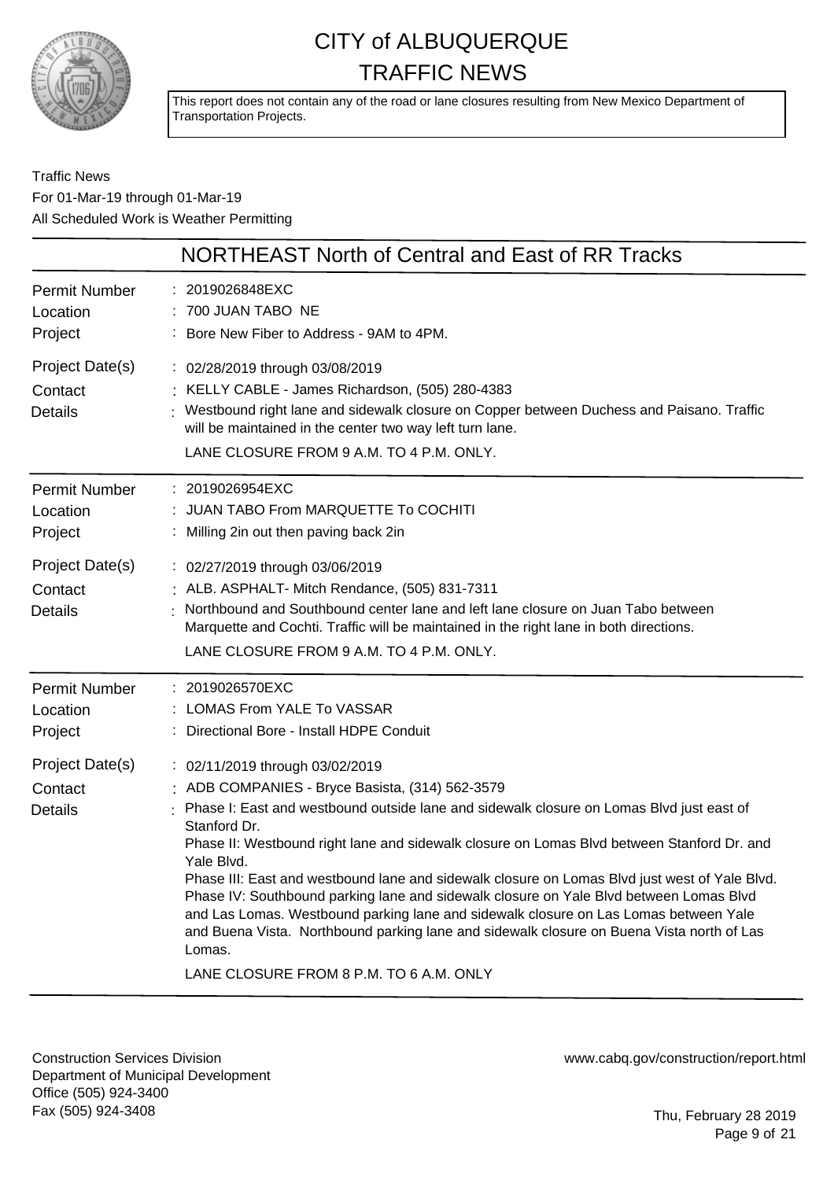# CITY of ALBUQUERQUE TRAFFIC NEWS

This report does not contain any of the road or lane closures resulting from New Mexico Department of Transportation Projects.

Traffic News
For 01-Mar-19 through 01-Mar-19
All Scheduled Work is Weather Permitting

## NORTHEAST North of Central and East of RR Tracks

**Permit Number** : 2019026848EXC
**Location** : 700 JUAN TABO NE
**Project** : Bore New Fiber to Address - 9AM to 4PM.

**Project Date(s)** : 02/28/2019 through 03/08/2019
**Contact** : KELLY CABLE - James Richardson, (505) 280-4383
**Details** : Westbound right lane and sidewalk closure on Copper between Duchess and Paisano. Traffic will be maintained in the center two way left turn lane.
LANE CLOSURE FROM 9 A.M. TO 4 P.M. ONLY.

---

**Permit Number** : 2019026954EXC
**Location** : JUAN TABO From MARQUETTE To COCHITI
**Project** : Milling 2in out then paving back 2in

**Project Date(s)** : 02/27/2019 through 03/06/2019
**Contact** : ALB. ASPHALT- Mitch Rendance, (505) 831-7311
**Details** : Northbound and Southbound center lane and left lane closure on Juan Tabo between Marquette and Cochti. Traffic will be maintained in the right lane in both directions.
LANE CLOSURE FROM 9 A.M. TO 4 P.M. ONLY.

---

**Permit Number** : 2019026570EXC
**Location** : LOMAS From YALE To VASSAR
**Project** : Directional Bore - Install HDPE Conduit

**Project Date(s)** : 02/11/2019 through 03/02/2019
**Contact** : ADB COMPANIES - Bryce Basista, (314) 562-3579
**Details** : Phase I: East and westbound outside lane and sidewalk closure on Lomas Blvd just east of Stanford Dr.
Phase II: Westbound right lane and sidewalk closure on Lomas Blvd between Stanford Dr. and Yale Blvd.
Phase III: East and westbound lane and sidewalk closure on Lomas Blvd just west of Yale Blvd.
Phase IV: Southbound parking lane and sidewalk closure on Yale Blvd between Lomas Blvd and Las Lomas. Westbound parking lane and sidewalk closure on Las Lomas between Yale and Buena Vista. Northbound parking lane and sidewalk closure on Buena Vista north of Las Lomas.
LANE CLOSURE FROM 8 P.M. TO 6 A.M. ONLY

Construction Services Division
Department of Municipal Development
Office (505) 924-3400
Fax (505) 924-3408

www.cabq.gov/construction/report.html

Thu, February 28 2019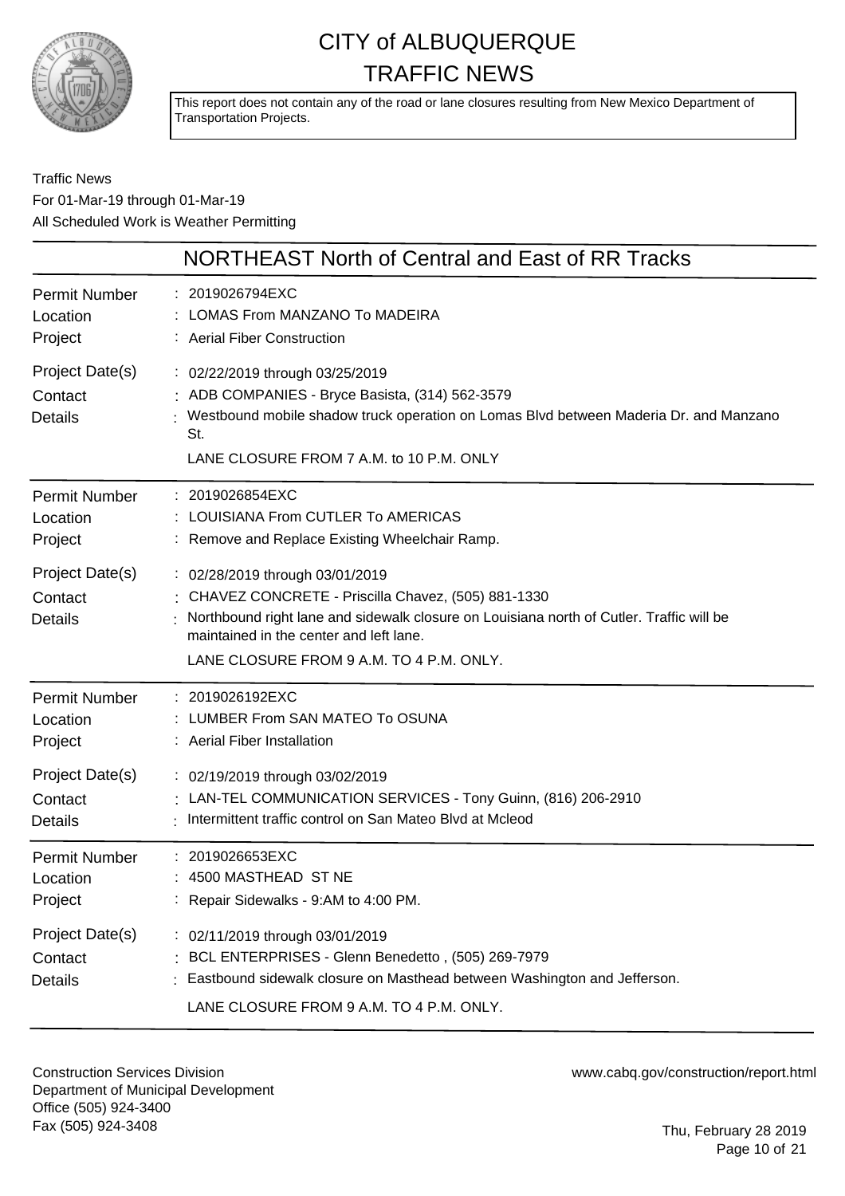# CITY of ALBUQUERQUE
# TRAFFIC NEWS

This report does not contain any of the road or lane closures resulting from New Mexico Department of Transportation Projects.

Traffic News
For 01-Mar-19 through 01-Mar-19
All Scheduled Work is Weather Permitting

## NORTHEAST North of Central and East of RR Tracks

| | |
|---|---|
| Permit Number | 2019026794EXC |
| Location | LOMAS From MANZANO To MADEIRA |
| Project | Aerial Fiber Construction |
| Project Date(s) | 02/22/2019 through 03/25/2019 |
| Contact | ADB COMPANIES - Bryce Basista, (314) 562-3579 |
| Details | Westbound mobile shadow truck operation on Lomas Blvd between Maderia Dr. and Manzano St. LANE CLOSURE FROM 7 A.M. to 10 P.M. ONLY |

| | |
|---|---|
| Permit Number | 2019026854EXC |
| Location | LOUISIANA From CUTLER To AMERICAS |
| Project | Remove and Replace Existing Wheelchair Ramp. |
| Project Date(s) | 02/28/2019 through 03/01/2019 |
| Contact | CHAVEZ CONCRETE - Priscilla Chavez, (505) 881-1330 |
| Details | Northbound right lane and sidewalk closure on Louisiana north of Cutler. Traffic will be maintained in the center and left lane. LANE CLOSURE FROM 9 A.M. TO 4 P.M. ONLY. |

| | |
|---|---|
| Permit Number | 2019026192EXC |
| Location | LUMBER From SAN MATEO To OSUNA |
| Project | Aerial Fiber Installation |
| Project Date(s) | 02/19/2019 through 03/02/2019 |
| Contact | LAN-TEL COMMUNICATION SERVICES - Tony Guinn, (816) 206-2910 |
| Details | Intermittent traffic control on San Mateo Blvd at Mcleod |

| | |
|---|---|
| Permit Number | 2019026653EXC |
| Location | 4500 MASTHEAD ST NE |
| Project | Repair Sidewalks - 9:AM to 4:00 PM. |
| Project Date(s) | 02/11/2019 through 03/01/2019 |
| Contact | BCL ENTERPRISES - Glenn Benedetto , (505) 269-7979 |
| Details | Eastbound sidewalk closure on Masthead between Washington and Jefferson. LANE CLOSURE FROM 9 A.M. TO 4 P.M. ONLY. |

Construction Services Division
Department of Municipal Development
Office (505) 924-3400
Fax (505) 924-3408

www.cabq.gov/construction/report.html

Thu, February 28 2019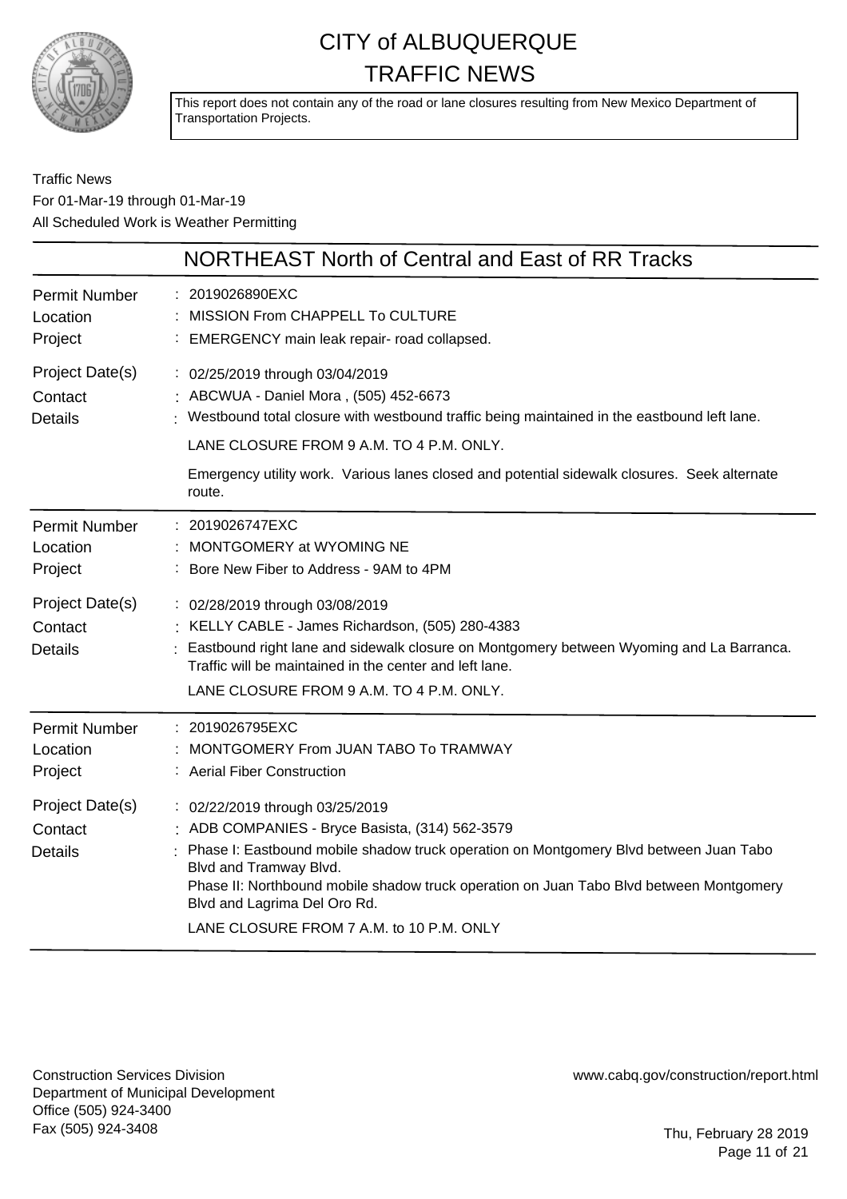# CITY of ALBUQUERQUE
# TRAFFIC NEWS

This report does not contain any of the road or lane closures resulting from New Mexico Department of Transportation Projects.

Traffic News
For 01-Mar-19 through 01-Mar-19
All Scheduled Work is Weather Permitting

## NORTHEAST North of Central and East of RR Tracks

| | |
|---|---|
| Permit Number | 2019026890EXC |
| Location | MISSION From CHAPPELL To CULTURE |
| Project | EMERGENCY main leak repair- road collapsed. |
| Project Date(s) | 02/25/2019 through 03/04/2019 |
| Contact | ABCWUA - Daniel Mora , (505) 452-6673 |
| Details | Westbound total closure with westbound traffic being maintained in the eastbound left lane.<br>LANE CLOSURE FROM 9 A.M. TO 4 P.M. ONLY.<br>Emergency utility work. Various lanes closed and potential sidewalk closures. Seek alternate route. |

| | |
|---|---|
| Permit Number | 2019026747EXC |
| Location | MONTGOMERY at WYOMING NE |
| Project | Bore New Fiber to Address - 9AM to 4PM |
| Project Date(s) | 02/28/2019 through 03/08/2019 |
| Contact | KELLY CABLE - James Richardson, (505) 280-4383 |
| Details | Eastbound right lane and sidewalk closure on Montgomery between Wyoming and La Barranca. Traffic will be maintained in the center and left lane.<br>LANE CLOSURE FROM 9 A.M. TO 4 P.M. ONLY. |

| | |
|---|---|
| Permit Number | 2019026795EXC |
| Location | MONTGOMERY From JUAN TABO To TRAMWAY |
| Project | Aerial Fiber Construction |
| Project Date(s) | 02/22/2019 through 03/25/2019 |
| Contact | ADB COMPANIES - Bryce Basista, (314) 562-3579 |
| Details | Phase I: Eastbound mobile shadow truck operation on Montgomery Blvd between Juan Tabo Blvd and Tramway Blvd.<br>Phase II: Northbound mobile shadow truck operation on Juan Tabo Blvd between Montgomery Blvd and Lagrima Del Oro Rd.<br>LANE CLOSURE FROM 7 A.M. to 10 P.M. ONLY |

Construction Services Division
Department of Municipal Development
Office (505) 924-3400
Fax (505) 924-3408

www.cabq.gov/construction/report.html

Thu, February 28 2019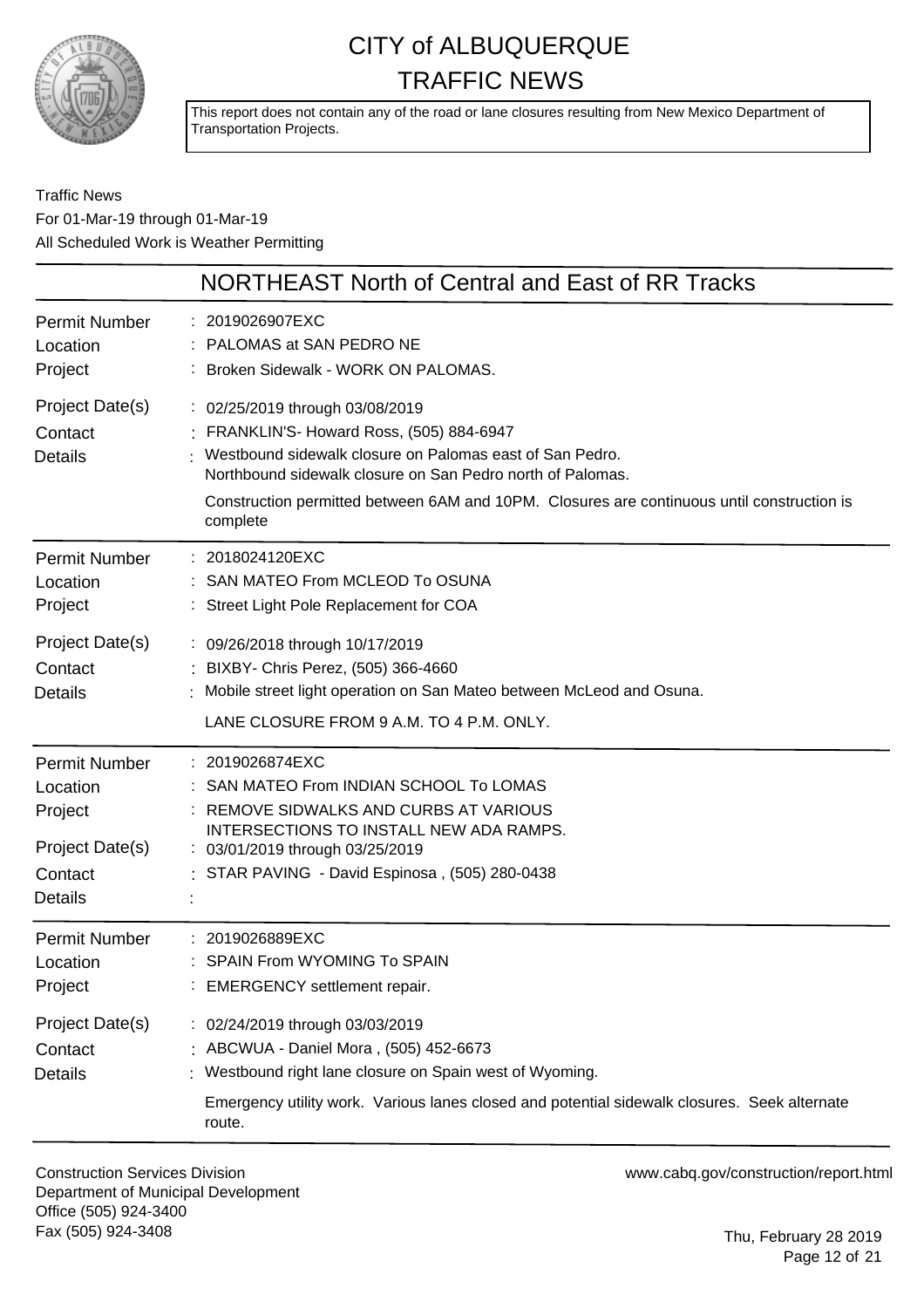# CITY of ALBUQUERQUE
# TRAFFIC NEWS

This report does not contain any of the road or lane closures resulting from New Mexico Department of Transportation Projects.

Traffic News
For 01-Mar-19 through 01-Mar-19
All Scheduled Work is Weather Permitting

## NORTHEAST North of Central and East of RR Tracks

**Permit Number:** 2019026907EXC
**Location:** PALOMAS at SAN PEDRO NE
**Project:** Broken Sidewalk - WORK ON PALOMAS.
**Project Date(s):** 02/25/2019 through 03/08/2019
**Contact:** FRANKLIN'S- Howard Ross, (505) 884-6947
**Details:** Westbound sidewalk closure on Palomas east of San Pedro.
Northbound sidewalk closure on San Pedro north of Palomas.

Construction permitted between 6AM and 10PM. Closures are continuous until construction is complete

---

**Permit Number:** 2018024120EXC
**Location:** SAN MATEO From MCLEOD To OSUNA
**Project:** Street Light Pole Replacement for COA
**Project Date(s):** 09/26/2018 through 10/17/2019
**Contact:** BIXBY- Chris Perez, (505) 366-4660
**Details:** Mobile street light operation on San Mateo between McLeod and Osuna.

LANE CLOSURE FROM 9 A.M. TO 4 P.M. ONLY.

---

**Permit Number:** 2019026874EXC
**Location:** SAN MATEO From INDIAN SCHOOL To LOMAS
**Project:** REMOVE SIDWALKS AND CURBS AT VARIOUS INTERSECTIONS TO INSTALL NEW ADA RAMPS.
**Project Date(s):** 03/01/2019 through 03/25/2019
**Contact:** STAR PAVING - David Espinosa , (505) 280-0438
**Details:**

---

**Permit Number:** 2019026889EXC
**Location:** SPAIN From WYOMING To SPAIN
**Project:** EMERGENCY settlement repair.
**Project Date(s):** 02/24/2019 through 03/03/2019
**Contact:** ABCWUA - Daniel Mora , (505) 452-6673
**Details:** Westbound right lane closure on Spain west of Wyoming.

Emergency utility work. Various lanes closed and potential sidewalk closures. Seek alternate route.

---

Construction Services Division
Department of Municipal Development
Office (505) 924-3400
Fax (505) 924-3408

www.cabq.gov/construction/report.html

Thu, February 28 2019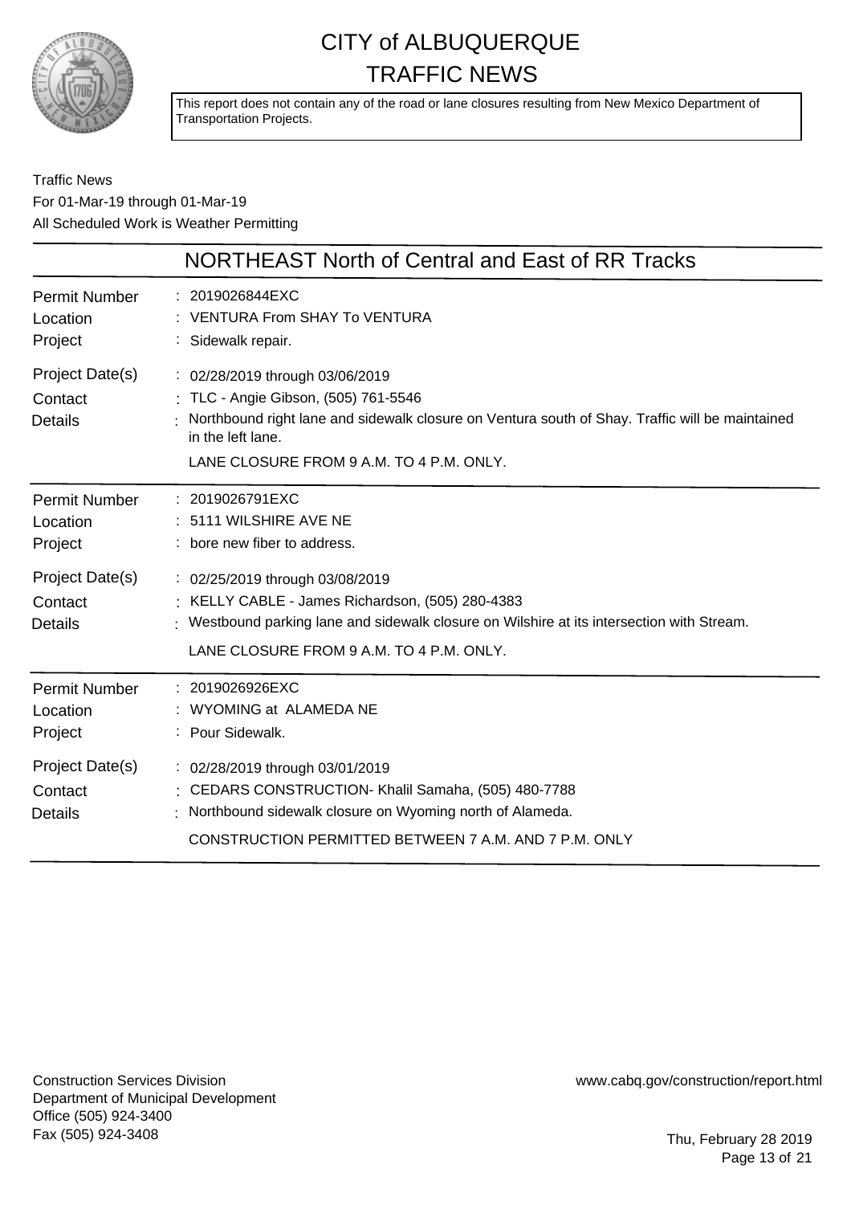# CITY of ALBUQUERQUE TRAFFIC NEWS

This report does not contain any of the road or lane closures resulting from New Mexico Department of Transportation Projects.

Traffic News
For 01-Mar-19 through 01-Mar-19
All Scheduled Work is Weather Permitting

## NORTHEAST North of Central and East of RR Tracks

| | |
|---|---|
| Permit Number | : 2019026844EXC |
| Location | : VENTURA From SHAY To VENTURA |
| Project | : Sidewalk repair. |
| Project Date(s) | : 02/28/2019 through 03/06/2019 |
| Contact | : TLC - Angie Gibson, (505) 761-5546 |
| Details | : Northbound right lane and sidewalk closure on Ventura south of Shay. Traffic will be maintained in the left lane. LANE CLOSURE FROM 9 A.M. TO 4 P.M. ONLY. |

| | |
|---|---|
| Permit Number | : 2019026791EXC |
| Location | : 5111 WILSHIRE AVE NE |
| Project | : bore new fiber to address. |
| Project Date(s) | : 02/25/2019 through 03/08/2019 |
| Contact | : KELLY CABLE - James Richardson, (505) 280-4383 |
| Details | : Westbound parking lane and sidewalk closure on Wilshire at its intersection with Stream. LANE CLOSURE FROM 9 A.M. TO 4 P.M. ONLY. |

| | |
|---|---|
| Permit Number | : 2019026926EXC |
| Location | : WYOMING at ALAMEDA NE |
| Project | : Pour Sidewalk. |
| Project Date(s) | : 02/28/2019 through 03/01/2019 |
| Contact | : CEDARS CONSTRUCTION- Khalil Samaha, (505) 480-7788 |
| Details | : Northbound sidewalk closure on Wyoming north of Alameda. CONSTRUCTION PERMITTED BETWEEN 7 A.M. AND 7 P.M. ONLY |

Construction Services Division
Department of Municipal Development
Office (505) 924-3400
Fax (505) 924-3408

www.cabq.gov/construction/report.html

Thu, February 28 2019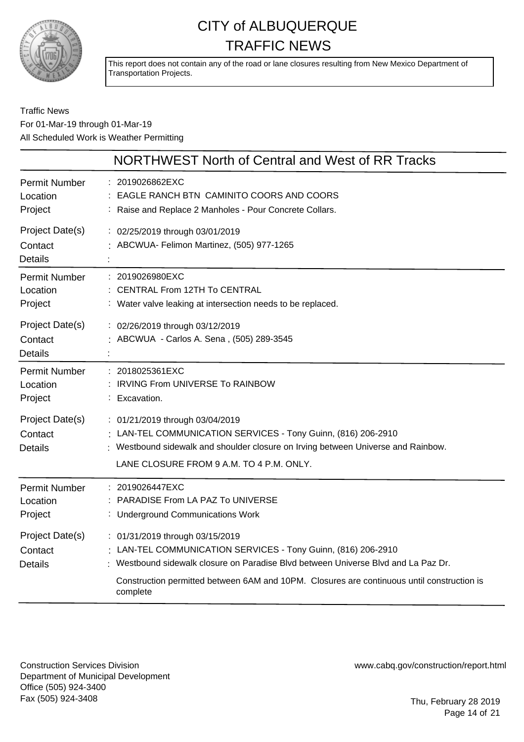# CITY of ALBUQUERQUE TRAFFIC NEWS

This report does not contain any of the road or lane closures resulting from New Mexico Department of Transportation Projects.

Traffic News
For 01-Mar-19 through 01-Mar-19
All Scheduled Work is Weather Permitting

## NORTHWEST North of Central and West of RR Tracks

| | |
|---|---|
| Permit Number | 2019026862EXC |
| Location | EAGLE RANCH BTN CAMINITO COORS AND COORS |
| Project | Raise and Replace 2 Manholes - Pour Concrete Collars. |
| Project Date(s) | 02/25/2019 through 03/01/2019 |
| Contact | ABCWUA- Felimon Martinez, (505) 977-1265 |
| Details | |

| | |
|---|---|
| Permit Number | 2019026980EXC |
| Location | CENTRAL From 12TH To CENTRAL |
| Project | Water valve leaking at intersection needs to be replaced. |
| Project Date(s) | 02/26/2019 through 03/12/2019 |
| Contact | ABCWUA - Carlos A. Sena , (505) 289-3545 |
| Details | |

| | |
|---|---|
| Permit Number | 2018025361EXC |
| Location | IRVING From UNIVERSE To RAINBOW |
| Project | Excavation. |
| Project Date(s) | 01/21/2019 through 03/04/2019 |
| Contact | LAN-TEL COMMUNICATION SERVICES - Tony Guinn, (816) 206-2910 |
| Details | Westbound sidewalk and shoulder closure on Irving between Universe and Rainbow. LANE CLOSURE FROM 9 A.M. TO 4 P.M. ONLY. |

| | |
|---|---|
| Permit Number | 2019026447EXC |
| Location | PARADISE From LA PAZ To UNIVERSE |
| Project | Underground Communications Work |
| Project Date(s) | 01/31/2019 through 03/15/2019 |
| Contact | LAN-TEL COMMUNICATION SERVICES - Tony Guinn, (816) 206-2910 |
| Details | Westbound sidewalk closure on Paradise Blvd between Universe Blvd and La Paz Dr. Construction permitted between 6AM and 10PM. Closures are continuous until construction is complete |

Construction Services Division
Department of Municipal Development
Office (505) 924-3400
Fax (505) 924-3408

www.cabq.gov/construction/report.html

Thu, February 28 2019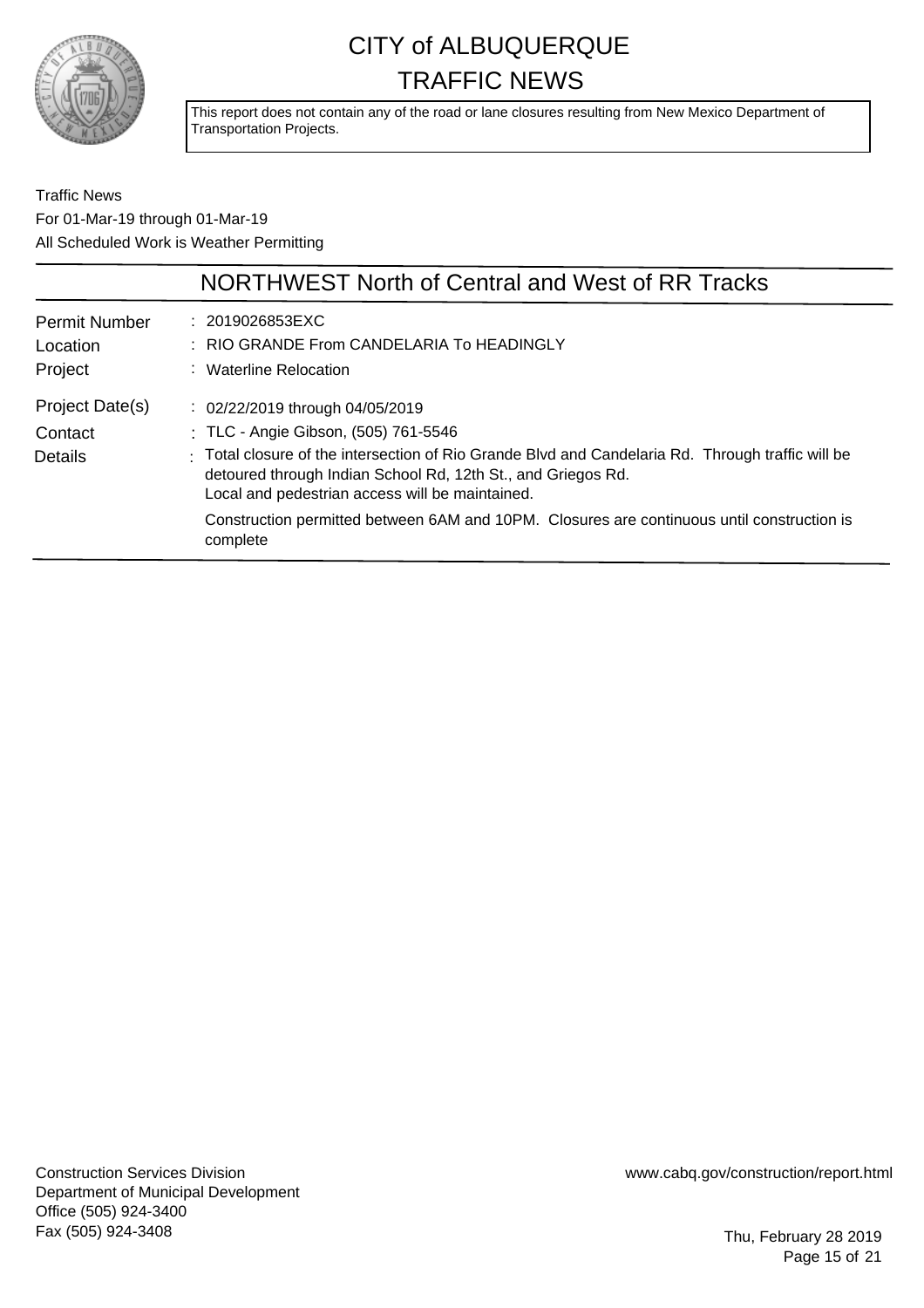# CITY of ALBUQUERQUE
# TRAFFIC NEWS

This report does not contain any of the road or lane closures resulting from New Mexico Department of Transportation Projects.

Traffic News
For 01-Mar-19 through 01-Mar-19
All Scheduled Work is Weather Permitting

## NORTHWEST North of Central and West of RR Tracks

| | |
|---|---|
| Permit Number | : 2019026853EXC |
| Location | : RIO GRANDE From CANDELARIA To HEADINGLY |
| Project | : Waterline Relocation |
| Project Date(s) | : 02/22/2019 through 04/05/2019 |
| Contact | : TLC - Angie Gibson, (505) 761-5546 |
| Details | : Total closure of the intersection of Rio Grande Blvd and Candelaria Rd. Through traffic will be detoured through Indian School Rd, 12th St., and Griegos Rd. Local and pedestrian access will be maintained. Construction permitted between 6AM and 10PM. Closures are continuous until construction is complete |

Construction Services Division
Department of Municipal Development
Office (505) 924-3400
Fax (505) 924-3408

www.cabq.gov/construction/report.html

Thu, February 28 2019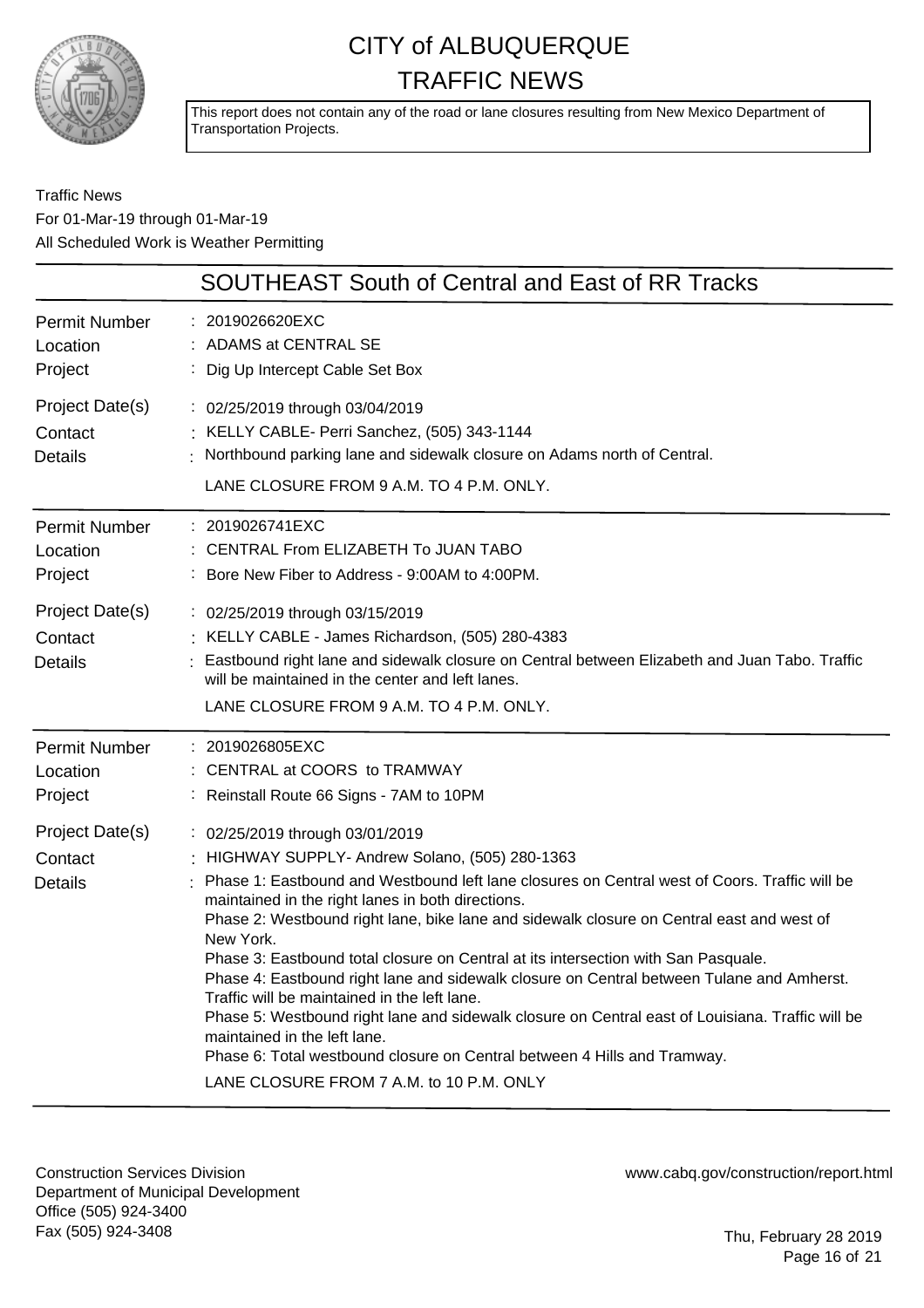# CITY of ALBUQUERQUE
# TRAFFIC NEWS

This report does not contain any of the road or lane closures resulting from New Mexico Department of Transportation Projects.

Traffic News
For 01-Mar-19 through 01-Mar-19
All Scheduled Work is Weather Permitting

## SOUTHEAST South of Central and East of RR Tracks

| | |
|---|---|
| Permit Number | : 2019026620EXC |
| Location | : ADAMS at CENTRAL SE |
| Project | : Dig Up Intercept Cable Set Box |
| Project Date(s) | : 02/25/2019 through 03/04/2019 |
| Contact | : KELLY CABLE- Perri Sanchez, (505) 343-1144 |
| Details | : Northbound parking lane and sidewalk closure on Adams north of Central.<br>LANE CLOSURE FROM 9 A.M. TO 4 P.M. ONLY. |

| | |
|---|---|
| Permit Number | : 2019026741EXC |
| Location | : CENTRAL From ELIZABETH To JUAN TABO |
| Project | : Bore New Fiber to Address - 9:00AM to 4:00PM. |
| Project Date(s) | : 02/25/2019 through 03/15/2019 |
| Contact | : KELLY CABLE - James Richardson, (505) 280-4383 |
| Details | : Eastbound right lane and sidewalk closure on Central between Elizabeth and Juan Tabo. Traffic will be maintained in the center and left lanes.<br>LANE CLOSURE FROM 9 A.M. TO 4 P.M. ONLY. |

| | |
|---|---|
| Permit Number | : 2019026805EXC |
| Location | : CENTRAL at COORS to TRAMWAY |
| Project | : Reinstall Route 66 Signs - 7AM to 10PM |
| Project Date(s) | : 02/25/2019 through 03/01/2019 |
| Contact | : HIGHWAY SUPPLY- Andrew Solano, (505) 280-1363 |
| Details | : Phase 1: Eastbound and Westbound left lane closures on Central west of Coors. Traffic will be maintained in the right lanes in both directions.<br>Phase 2: Westbound right lane, bike lane and sidewalk closure on Central east and west of New York.<br>Phase 3: Eastbound total closure on Central at its intersection with San Pasquale.<br>Phase 4: Eastbound right lane and sidewalk closure on Central between Tulane and Amherst. Traffic will be maintained in the left lane.<br>Phase 5: Westbound right lane and sidewalk closure on Central east of Louisiana. Traffic will be maintained in the left lane.<br>Phase 6: Total westbound closure on Central between 4 Hills and Tramway.<br>LANE CLOSURE FROM 7 A.M. to 10 P.M. ONLY |

Construction Services Division
Department of Municipal Development
Office (505) 924-3400
Fax (505) 924-3408

www.cabq.gov/construction/report.html

Thu, February 28 2019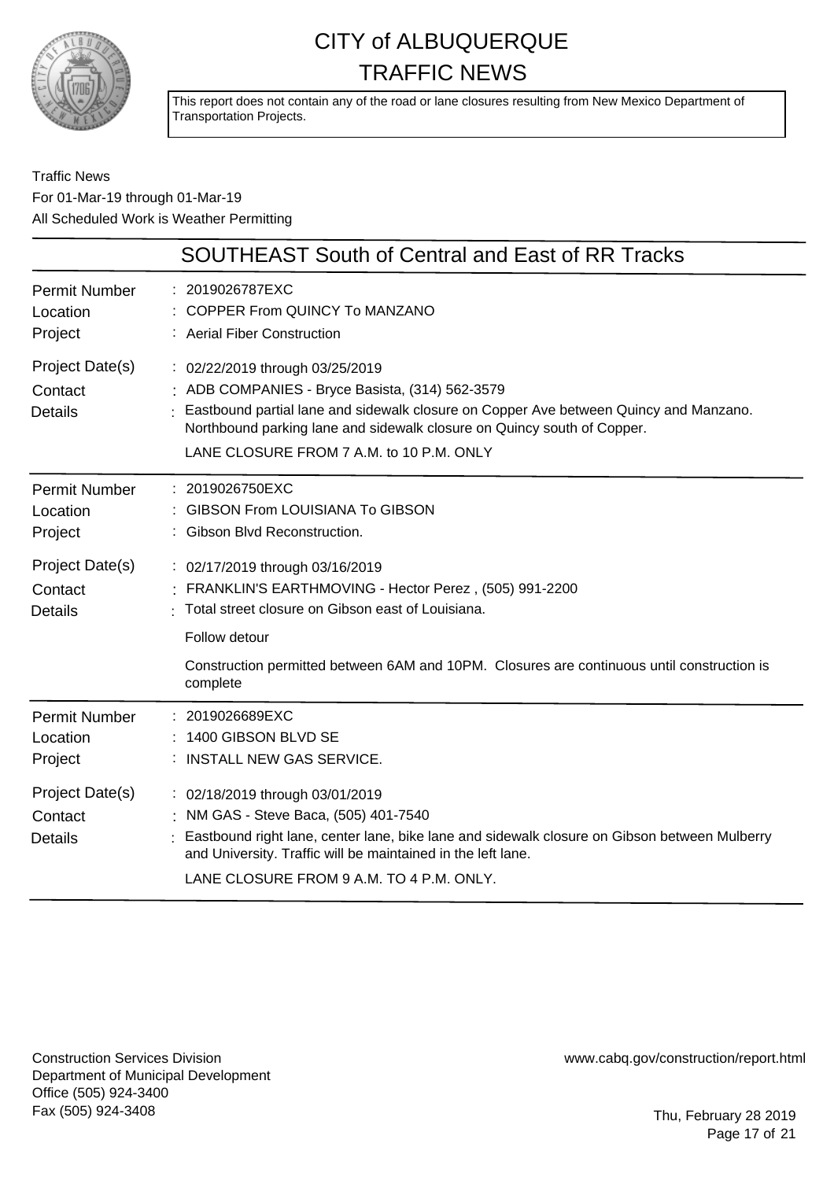# CITY of ALBUQUERQUE
# TRAFFIC NEWS

This report does not contain any of the road or lane closures resulting from New Mexico Department of Transportation Projects.

Traffic News
For 01-Mar-19 through 01-Mar-19
All Scheduled Work is Weather Permitting

## SOUTHEAST South of Central and East of RR Tracks

| | |
|---|---|
| Permit Number | : 2019026787EXC |
| Location | : COPPER From QUINCY To MANZANO |
| Project | : Aerial Fiber Construction |
| Project Date(s) | : 02/22/2019 through 03/25/2019 |
| Contact | : ADB COMPANIES - Bryce Basista, (314) 562-3579 |
| Details | : Eastbound partial lane and sidewalk closure on Copper Ave between Quincy and Manzano. Northbound parking lane and sidewalk closure on Quincy south of Copper. LANE CLOSURE FROM 7 A.M. to 10 P.M. ONLY |

| | |
|---|---|
| Permit Number | : 2019026750EXC |
| Location | : GIBSON From LOUISIANA To GIBSON |
| Project | : Gibson Blvd Reconstruction. |
| Project Date(s) | : 02/17/2019 through 03/16/2019 |
| Contact | : FRANKLIN'S EARTHMOVING - Hector Perez , (505) 991-2200 |
| Details | : Total street closure on Gibson east of Louisiana. Follow detour. Construction permitted between 6AM and 10PM. Closures are continuous until construction is complete |

| | |
|---|---|
| Permit Number | : 2019026689EXC |
| Location | : 1400 GIBSON BLVD SE |
| Project | : INSTALL NEW GAS SERVICE. |
| Project Date(s) | : 02/18/2019 through 03/01/2019 |
| Contact | : NM GAS - Steve Baca, (505) 401-7540 |
| Details | : Eastbound right lane, center lane, bike lane and sidewalk closure on Gibson between Mulberry and University. Traffic will be maintained in the left lane. LANE CLOSURE FROM 9 A.M. TO 4 P.M. ONLY. |

Construction Services Division
Department of Municipal Development
Office (505) 924-3400
Fax (505) 924-3408

www.cabq.gov/construction/report.html

Thu, February 28 2019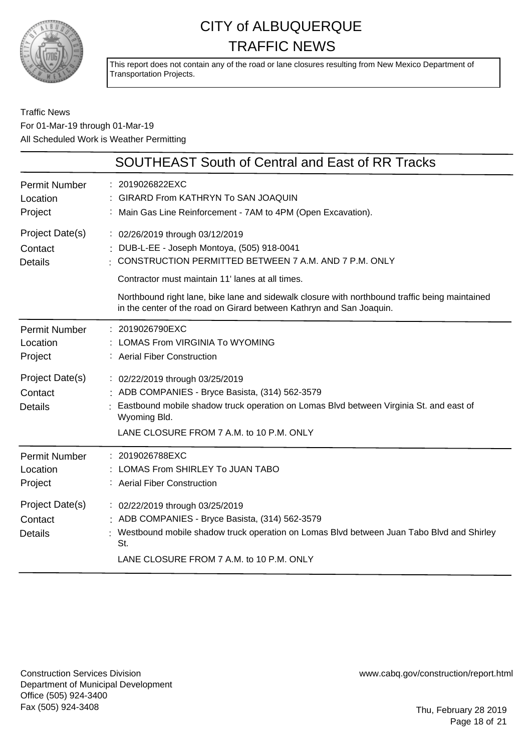# CITY of ALBUQUERQUE TRAFFIC NEWS

This report does not contain any of the road or lane closures resulting from New Mexico Department of Transportation Projects.

Traffic News
For 01-Mar-19 through 01-Mar-19
All Scheduled Work is Weather Permitting

## SOUTHEAST South of Central and East of RR Tracks

| | |
|---|---|
| Permit Number | 2019026822EXC |
| Location | GIRARD From KATHRYN To SAN JOAQUIN |
| Project | Main Gas Line Reinforcement - 7AM to 4PM (Open Excavation). |
| Project Date(s) | 02/26/2019 through 03/12/2019 |
| Contact | DUB-L-EE - Joseph Montoya, (505) 918-0041 |
| Details | CONSTRUCTION PERMITTED BETWEEN 7 A.M. AND 7 P.M. ONLY<br><br>Contractor must maintain 11' lanes at all times.<br><br>Northbound right lane, bike lane and sidewalk closure with northbound traffic being maintained in the center of the road on Girard between Kathryn and San Joaquin. |

| | |
|---|---|
| Permit Number | 2019026790EXC |
| Location | LOMAS From VIRGINIA To WYOMING |
| Project | Aerial Fiber Construction |
| Project Date(s) | 02/22/2019 through 03/25/2019 |
| Contact | ADB COMPANIES - Bryce Basista, (314) 562-3579 |
| Details | Eastbound mobile shadow truck operation on Lomas Blvd between Virginia St. and east of Wyoming Bld.<br><br>LANE CLOSURE FROM 7 A.M. to 10 P.M. ONLY |

| | |
|---|---|
| Permit Number | 2019026788EXC |
| Location | LOMAS From SHIRLEY To JUAN TABO |
| Project | Aerial Fiber Construction |
| Project Date(s) | 02/22/2019 through 03/25/2019 |
| Contact | ADB COMPANIES - Bryce Basista, (314) 562-3579 |
| Details | Westbound mobile shadow truck operation on Lomas Blvd between Juan Tabo Blvd and Shirley St.<br><br>LANE CLOSURE FROM 7 A.M. to 10 P.M. ONLY |

Construction Services Division
Department of Municipal Development
Office (505) 924-3400
Fax (505) 924-3408

www.cabq.gov/construction/report.html

Thu, February 28 2019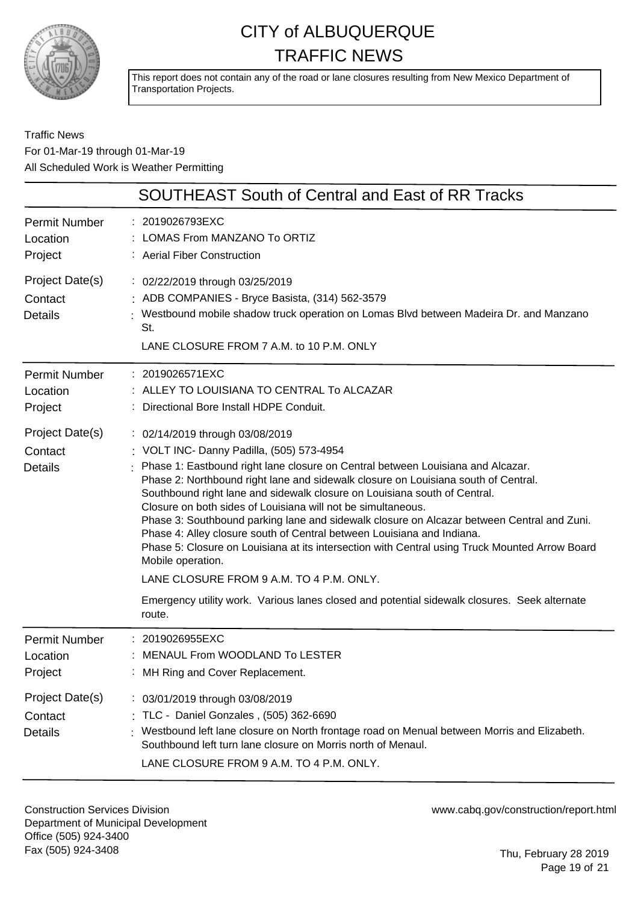# CITY of ALBUQUERQUE TRAFFIC NEWS

This report does not contain any of the road or lane closures resulting from New Mexico Department of Transportation Projects.

Traffic News
For 01-Mar-19 through 01-Mar-19
All Scheduled Work is Weather Permitting

## SOUTHEAST South of Central and East of RR Tracks

| | |
|---|---|
| Permit Number | 2019026793EXC |
| Location | LOMAS From MANZANO To ORTIZ |
| Project | Aerial Fiber Construction |
| Project Date(s) | 02/22/2019 through 03/25/2019 |
| Contact | ADB COMPANIES - Bryce Basista, (314) 562-3579 |
| Details | Westbound mobile shadow truck operation on Lomas Blvd between Madeira Dr. and Manzano St.<br><br>LANE CLOSURE FROM 7 A.M. to 10 P.M. ONLY |

| | |
|---|---|
| Permit Number | 2019026571EXC |
| Location | ALLEY TO LOUISIANA TO CENTRAL To ALCAZAR |
| Project | Directional Bore Install HDPE Conduit. |
| Project Date(s) | 02/14/2019 through 03/08/2019 |
| Contact | VOLT INC- Danny Padilla, (505) 573-4954 |
| Details | Phase 1: Eastbound right lane closure on Central between Louisiana and Alcazar.<br>Phase 2: Northbound right lane and sidewalk closure on Louisiana south of Central.<br>Southbound right lane and sidewalk closure on Louisiana south of Central.<br>Closure on both sides of Louisiana will not be simultaneous.<br>Phase 3: Southbound parking lane and sidewalk closure on Alcazar between Central and Zuni.<br>Phase 4: Alley closure south of Central between Louisiana and Indiana.<br>Phase 5: Closure on Louisiana at its intersection with Central using Truck Mounted Arrow Board Mobile operation.<br><br>LANE CLOSURE FROM 9 A.M. TO 4 P.M. ONLY.<br><br>Emergency utility work. Various lanes closed and potential sidewalk closures. Seek alternate route. |

| | |
|---|---|
| Permit Number | 2019026955EXC |
| Location | MENAUL From WOODLAND To LESTER |
| Project | MH Ring and Cover Replacement. |
| Project Date(s) | 03/01/2019 through 03/08/2019 |
| Contact | TLC - Daniel Gonzales , (505) 362-6690 |
| Details | Westbound left lane closure on North frontage road on Menual between Morris and Elizabeth.<br>Southbound left turn lane closure on Morris north of Menaul.<br><br>LANE CLOSURE FROM 9 A.M. TO 4 P.M. ONLY. |

Construction Services Division
Department of Municipal Development
Office (505) 924-3400
Fax (505) 924-3408

www.cabq.gov/construction/report.html

Thu, February 28 2019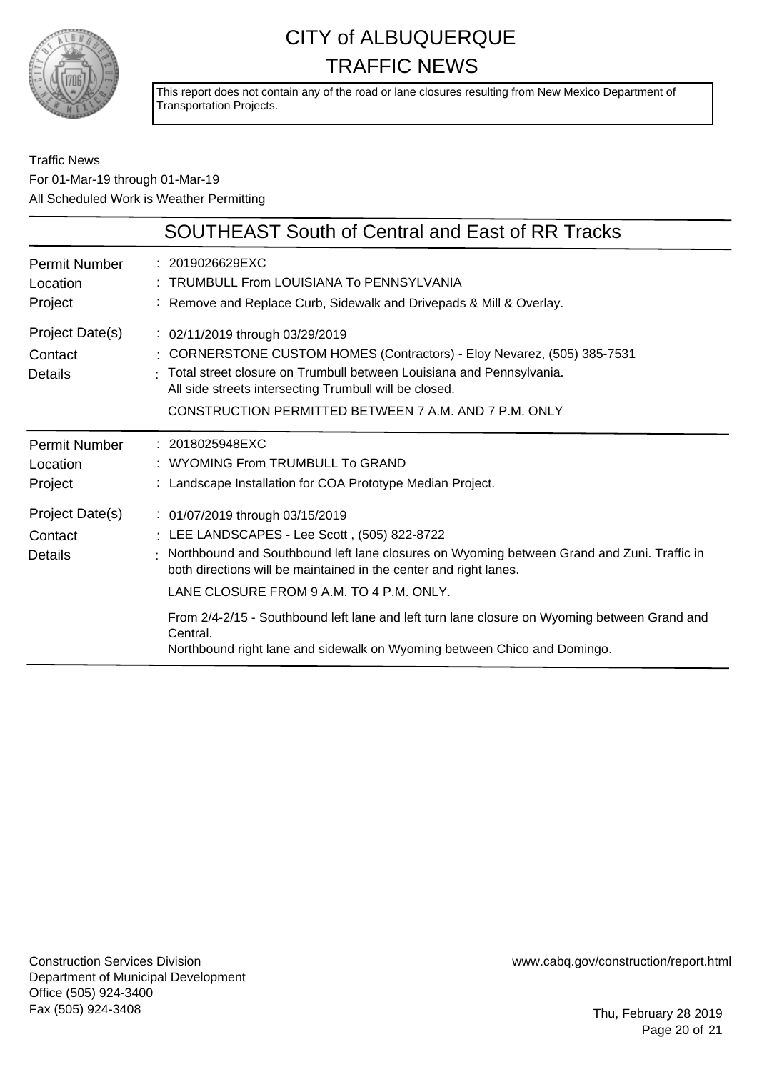# CITY of ALBUQUERQUE TRAFFIC NEWS

This report does not contain any of the road or lane closures resulting from New Mexico Department of Transportation Projects.

Traffic News
For 01-Mar-19 through 01-Mar-19
All Scheduled Work is Weather Permitting

## SOUTHEAST South of Central and East of RR Tracks

| | |
|---|---|
| Permit Number | 2019026629EXC |
| Location | TRUMBULL From LOUISIANA To PENNSYLVANIA |
| Project | Remove and Replace Curb, Sidewalk and Drivepads & Mill & Overlay. |
| Project Date(s) | 02/11/2019 through 03/29/2019 |
| Contact | CORNERSTONE CUSTOM HOMES (Contractors) - Eloy Nevarez, (505) 385-7531 |
| Details | Total street closure on Trumbull between Louisiana and Pennsylvania. All side streets intersecting Trumbull will be closed. CONSTRUCTION PERMITTED BETWEEN 7 A.M. AND 7 P.M. ONLY |

| | |
|---|---|
| Permit Number | 2018025948EXC |
| Location | WYOMING From TRUMBULL To GRAND |
| Project | Landscape Installation for COA Prototype Median Project. |
| Project Date(s) | 01/07/2019 through 03/15/2019 |
| Contact | LEE LANDSCAPES - Lee Scott , (505) 822-8722 |
| Details | Northbound and Southbound left lane closures on Wyoming between Grand and Zuni. Traffic in both directions will be maintained in the center and right lanes. LANE CLOSURE FROM 9 A.M. TO 4 P.M. ONLY. From 2/4-2/15 - Southbound left lane and left turn lane closure on Wyoming between Grand and Central. Northbound right lane and sidewalk on Wyoming between Chico and Domingo. |

Construction Services Division
Department of Municipal Development
Office (505) 924-3400
Fax (505) 924-3408

www.cabq.gov/construction/report.html

Thu, February 28 2019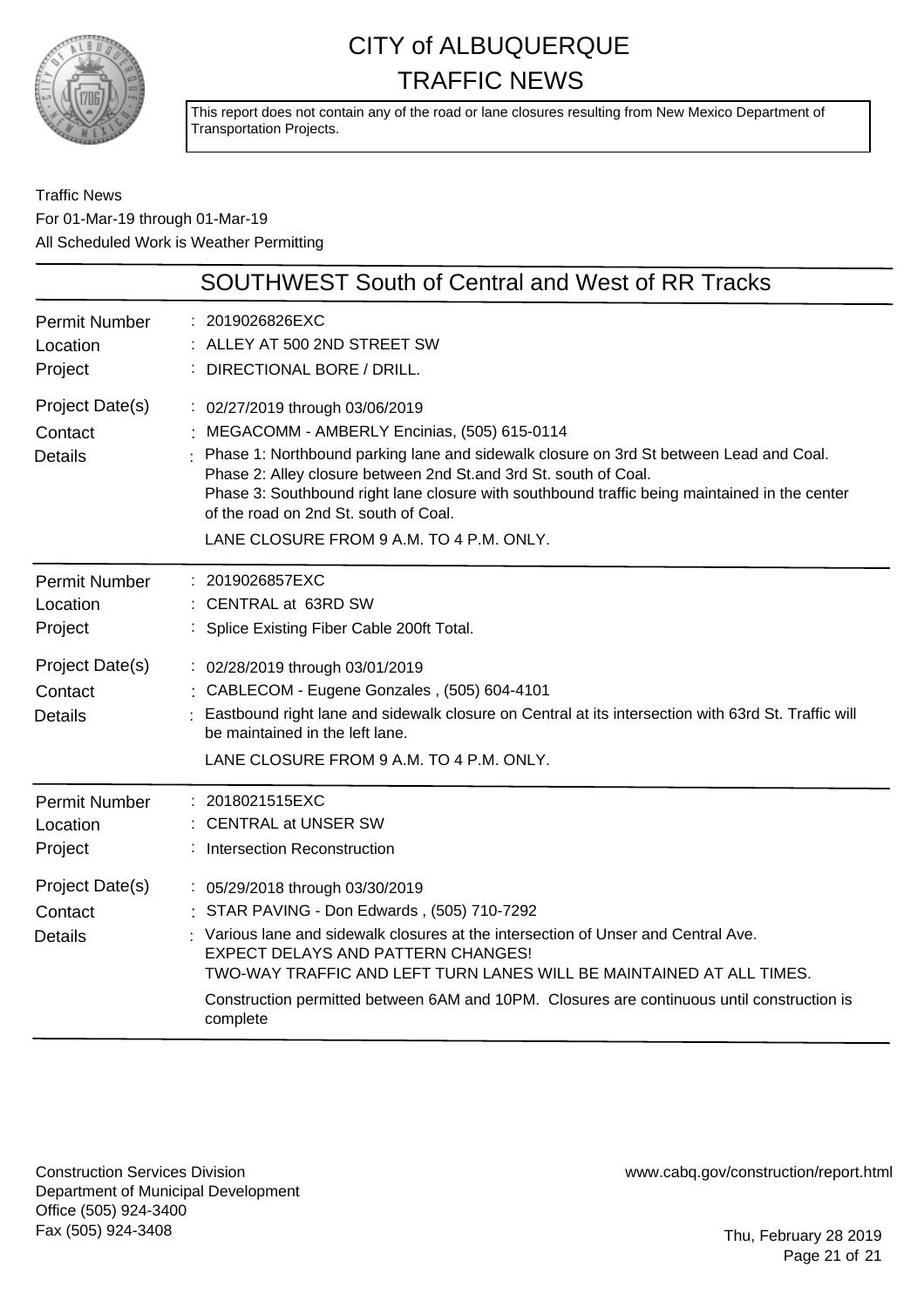# CITY of ALBUQUERQUE TRAFFIC NEWS

This report does not contain any of the road or lane closures resulting from New Mexico Department of Transportation Projects.

Traffic News
For 01-Mar-19 through 01-Mar-19
All Scheduled Work is Weather Permitting

## SOUTHWEST South of Central and West of RR Tracks

| | |
|---|---|
| Permit Number | 2019026826EXC |
| Location | ALLEY AT 500 2ND STREET SW |
| Project | DIRECTIONAL BORE / DRILL. |
| Project Date(s) | 02/27/2019 through 03/06/2019 |
| Contact | MEGACOMM - AMBERLY Encinias, (505) 615-0114 |
| Details | Phase 1: Northbound parking lane and sidewalk closure on 3rd St between Lead and Coal. Phase 2: Alley closure between 2nd St.and 3rd St. south of Coal. Phase 3: Southbound right lane closure with southbound traffic being maintained in the center of the road on 2nd St. south of Coal. LANE CLOSURE FROM 9 A.M. TO 4 P.M. ONLY. |

| | |
|---|---|
| Permit Number | 2019026857EXC |
| Location | CENTRAL at 63RD SW |
| Project | Splice Existing Fiber Cable 200ft Total. |
| Project Date(s) | 02/28/2019 through 03/01/2019 |
| Contact | CABLECOM - Eugene Gonzales , (505) 604-4101 |
| Details | Eastbound right lane and sidewalk closure on Central at its intersection with 63rd St. Traffic will be maintained in the left lane. LANE CLOSURE FROM 9 A.M. TO 4 P.M. ONLY. |

| | |
|---|---|
| Permit Number | 2018021515EXC |
| Location | CENTRAL at UNSER SW |
| Project | Intersection Reconstruction |
| Project Date(s) | 05/29/2018 through 03/30/2019 |
| Contact | STAR PAVING - Don Edwards , (505) 710-7292 |
| Details | Various lane and sidewalk closures at the intersection of Unser and Central Ave. EXPECT DELAYS AND PATTERN CHANGES! TWO-WAY TRAFFIC AND LEFT TURN LANES WILL BE MAINTAINED AT ALL TIMES. Construction permitted between 6AM and 10PM. Closures are continuous until construction is complete |

Construction Services Division
Department of Municipal Development
Office (505) 924-3400
Fax (505) 924-3408

www.cabq.gov/construction/report.html

Thu, February 28 2019